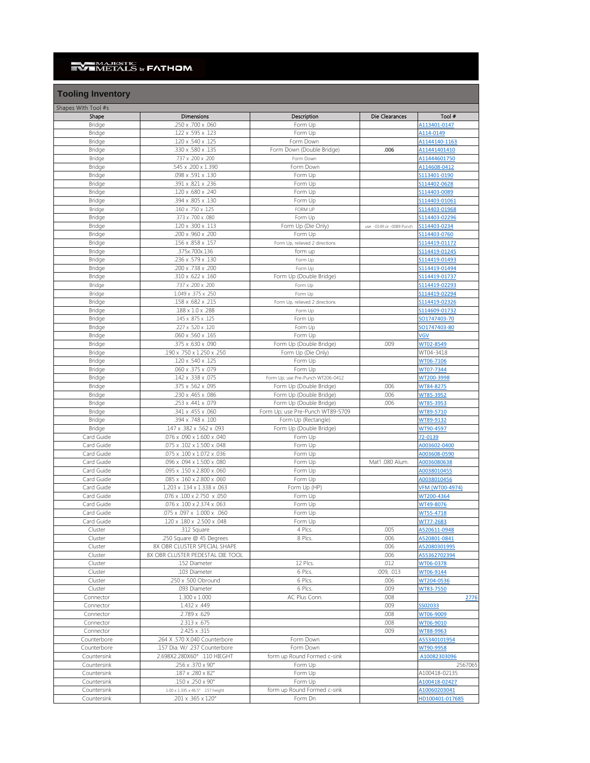MAJESTIC METALS by FATHOM

## Tooling Inventory

Shapes With Tool #s

| Shape | Dimensions | Description | Die Clearances | Tool # |
|---|---|---|---|---|
| Bridge | .250 x .700 x .060 | Form Up | | A113401-0147 |
| Bridge | .122 x .595 x .123 | Form Up | | A114-0149 |
| Bridge | .120 x .540 x .125 | Form Down | | A1144140-1163 |
| Bridge | .330 x .580 x .135 | Form Down (Double Bridge) | .006 | A11441401410 |
| Bridge | .737 x .200 x .200 | Form Down | | A11444601750 |
| Bridge | .545 x .200 x 1.390 | Form Down | | A114608-0412 |
| Bridge | .098 x .591 x .130 | Form Up | | S113401-0190 |
| Bridge | .391 x .821 x .236 | Form Up | | S114402-0628 |
| Bridge | .120 x .680 x .240 | Form Up | | S114403-0089 |
| Bridge | .394 x .805 x .130 | Form Up | | S114403-01061 |
| Bridge | .160 x .750 x .125 | FORM UP | | S114403-01968 |
| Bridge | .373 x .700 x .080 | Form Up | | S114403-02296 |
| Bridge | .120 x .300 x .113 | Form Up (Die Only) | use -0149 or -0089 Punch | S114403-0234 |
| Bridge | .200 x .960 x .200 | Form Up | | S114403-0760 |
| Bridge | .156 x .858 x .157 | Form Up, relieved 2 directions | | S114419-01172 |
| Bridge | .375x.700x.136 | form up | | S114419-01245 |
| Bridge | .236 x .579 x .130 | Form Up | | S114419-01493 |
| Bridge | .200 x .738 x .200 | Form Up | | S114419-01494 |
| Bridge | .310 x .622 x .160 | Form Up (Double Bridge) | | S114419-01737 |
| Bridge | .737 x .200 x .200 | Form Up | | S114419-02293 |
| Bridge | 1.049 x .375 x .250 | Form Up | | S114419-02294 |
| Bridge | .158 x .682 x .215 | Form Up, relieved 2 directions | | S114419-02326 |
| Bridge | .188 x 1.0 x .288 | Form Up | | S114609-01732 |
| Bridge | .145 x .875 x .125 | Form Up | | SO1747403-70 |
| Bridge | .227 x .520 x .120 | Form Up | | SO1747403-80 |
| Bridge | .060 x .560 x .165 | Form Up | | VGV |
| Bridge | .375 x .630 x .090 | Form Up (Double Bridge) | .009 | WT02-8549 |
| Bridge | .190 x .750 x 1.250 x .250 | Form Up (Die Only) | | WT04-3418 |
| Bridge | .120 x .540 x .125 | Form Up | | WT06-7106 |
| Bridge | .060 x .375 x .079 | Form Up | | WT07-7344 |
| Bridge | .142 x .338 x .075 | Form Up; use Pre-Punch WT206-0412 | | WT200-3998 |
| Bridge | .375 x .562 x .095 | Form Up (Double Bridge) | .006 | WT84-8275 |
| Bridge | .230 x .465 x .086 | Form Up (Double Bridge) | .006 | WT85-3952 |
| Bridge | .253 x .441 x .079 | Form Up (Double Bridge) | .006 | WT85-3953 |
| Bridge | .341 x .455 x .060 | Form Up; use Pre-Punch WT89-5709 | | WT89-5710 |
| Bridge | .394 x .748 x .100 | Form Up (Rectangle) | | WT89-9132 |
| Bridge | .147 x .382 x .562 x .093 | Form Up (Double Bridge) | | WT90-4597 |
| Card Guide | .076 x .090 x 1.600 x .040 | Form Up | | 72-0139 |
| Card Guide | .075 x .102 x 1.500 x .048 | Form Up | | A003602-0400 |
| Card Guide | .075 x .100 x 1.072 x .036 | Form Up | | A003608-0590 |
| Card Guide | .096 x .094 x 1.500 x .080 | Form Up | Mat'l .080 Alum. | A0036080638 |
| Card Guide | .095 x .150 x 2.800 x .060 | Form Up | | A0038010455 |
| Card Guide | .085 x .160 x 2.800 x .060 | Form Up | | A0038010456 |
| Card Guide | 1.203 x .134 x 1.338 x .063 | Form Up (HP) | | VFM (WT00-4974) |
| Card Guide | .076 x .100 x 2.750 x .050 | Form Up | | WT200-4364 |
| Card Guide | .076 x .100 x 2.374 x .063 | Form Up | | WT49-8076 |
| Card Guide | .075 x .097 x 1.000 x .060 | Form Up | | WT55-4718 |
| Card Guide | .120 x .180 x 2.500 x .048 | Form Up | | WT77-2683 |
| Cluster | .312 Square | 4 Plcs. | .005 | A520611-0948 |
| Cluster | .250 Square @ 45 Degrees | 8 Plcs. | .006 | A520801-0841 |
| Cluster | 8X OBR CLUSTER SPECIAL SHAPE | | .006 | A52080301995 |
| Cluster | 8X OBR CLUSTER PEDESTAL DIE TOOL | | .006 | A55362702394 |
| Cluster | .152 Diameter | 12 Plcs. | .012 | WT06-0378 |
| Cluster | .103 Diameter | 6 Plcs. | .009, .013 | WT06-9144 |
| Cluster | .250 x .500 Obround | 6 Plcs. | .006 | WT204-0536 |
| Cluster | .093 Diameter | 6 Plcs. | .009 | WT83-7550 |
| Connector | 1.300 x 1.000 | AC Plus Conn. | .008 | 2776 |
| Connector | 1.432 x .449 | | .009 | SS02033 |
| Connector | 2.789 x .629 | | .008 | WT06-9009 |
| Connector | 2.313 x .675 | | .008 | WT06-9010 |
| Connector | 2.425 x .315 | | .009 | WT88-9963 |
| Counterbore | .264 X .570 X.040 Counterbore | Form Down | | A55340101954 |
| Counterbore | .157 Dia. W/ .237 Counterbore | Form Down | | WT90-9958 |
| Countersink | 2.698X2.280X60° .110 HIEGHT | form up Round Formed c-sink | | A10082303096 |
| Countersink | .256 x .370 x 90° | Form Up | | 2567065 |
| Countersink | .187 x .280 x 82° | Form Up | | A100418-02135 |
| Countersink | .150 x .250 x 90° | Form Up | | A100418-02427 |
| Countersink | 1.00 x 1.335 x 46.5° .157 height | form up Round Formed c-sink | | A10060203041 |
| Countersink | .201 x .365 x 120° | Form Dn | | HD100401-017685 |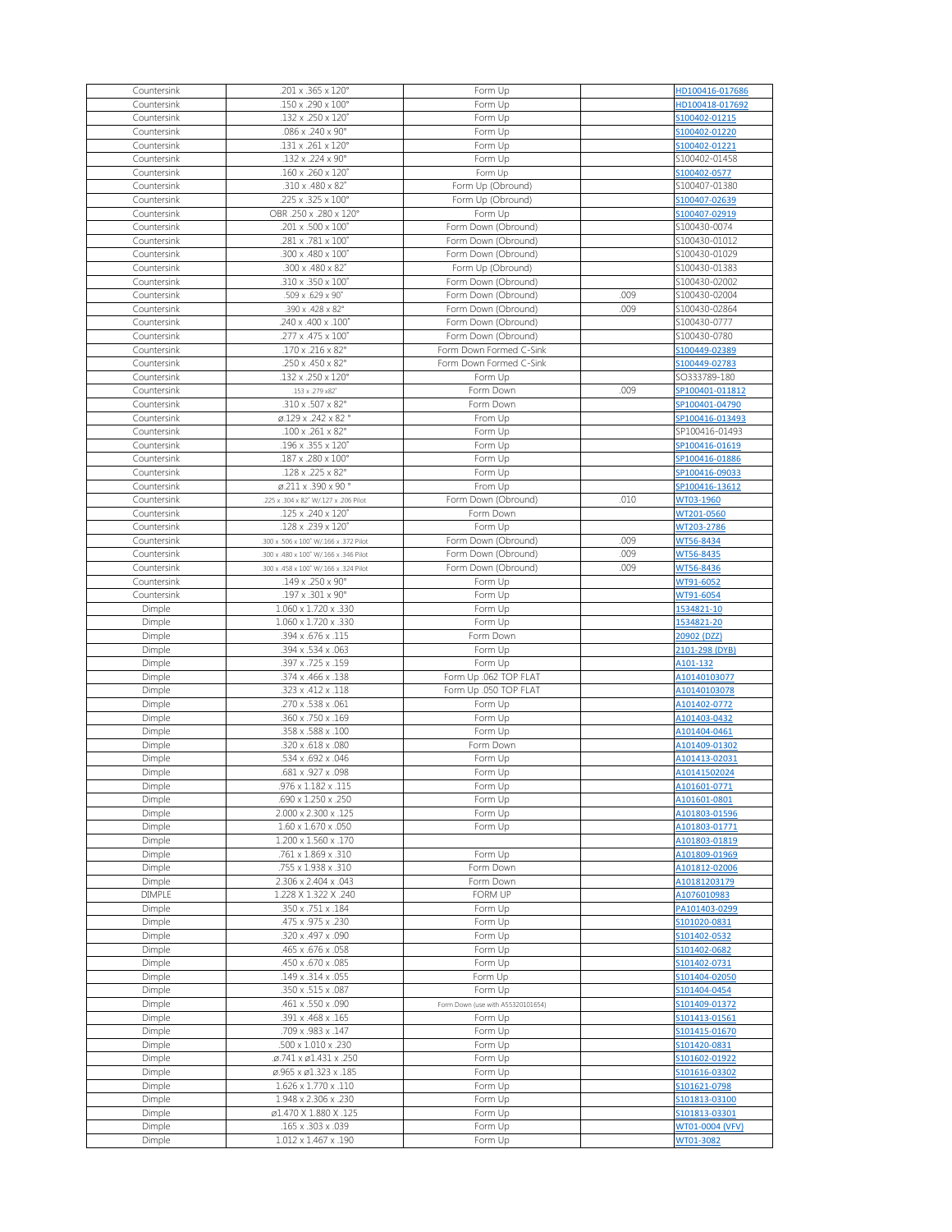| Countersink | .201 x .365 x 120° | Form Up | | HD100416-017686 |
|---|---|---|---|---|
| Countersink | .150 x .290 x 100° | Form Up | | HD100418-017692 |
| Countersink | .132 x .250 x 120° | Form Up | | S100402-01215 |
| Countersink | .086 x .240 x 90° | Form Up | | S100402-01220 |
| Countersink | .131 x .261 x 120° | Form Up | | S100402-01221 |
| Countersink | .132 x .224 x 90° | Form Up | | S100402-01458 |
| Countersink | .160 x .260 x 120° | Form Up | | S100402-0577 |
| Countersink | .310 x .480 x 82° | Form Up (Obround) | | S100407-01380 |
| Countersink | .225 x .325 x 100° | Form Up (Obround) | | S100407-02639 |
| Countersink | OBR .250 x .280 x 120° | Form Up | | S100407-02919 |
| Countersink | .201 x .500 x 100° | Form Down (Obround) | | S100430-0074 |
| Countersink | .281 x .781 x 100° | Form Down (Obround) | | S100430-01012 |
| Countersink | .300 x .480 x 100° | Form Down (Obround) | | S100430-01029 |
| Countersink | .300 x .480 x 82° | Form Up (Obround) | | S100430-01383 |
| Countersink | .310 x .350 x 100° | Form Down (Obround) | | S100430-02002 |
| Countersink | .509 x .629 x 90° | Form Down (Obround) | .009 | S100430-02004 |
| Countersink | .390 x .428 x 82° | Form Down (Obround) | .009 | S100430-02864 |
| Countersink | .240 x .400 x .100° | Form Down (Obround) | | S100430-0777 |
| Countersink | .277 x .475 x 100° | Form Down (Obround) | | S100430-0780 |
| Countersink | .170 x .216 x 82° | Form Down Formed C-Sink | | S100449-02389 |
| Countersink | .250 x .450 x 82° | Form Down Formed C-Sink | | S100449-02783 |
| Countersink | .132 x .250 x 120° | Form Up | | SO333789-180 |
| Countersink | .153 x .279 x82° | Form Down | .009 | SP100401-011812 |
| Countersink | .310 x .507 x 82° | Form Down | | SP100401-04790 |
| Countersink | ø.129 x .242 x 82 ° | From Up | | SP100416-013493 |
| Countersink | .100 x .261 x 82° | Form Up | | SP100416-01493 |
| Countersink | .196 x .355 x 120° | Form Up | | SP100416-01619 |
| Countersink | .187 x .280 x 100° | Form Up | | SP100416-01886 |
| Countersink | .128 x .225 x 82° | Form Up | | SP100416-09033 |
| Countersink | ø.211 x .390 x 90 ° | From Up | | SP100416-13612 |
| Countersink | .225 x .304 x 82° W/.127 x .206 Pilot | Form Down (Obround) | .010 | WT03-1960 |
| Countersink | .125 x .240 x 120° | Form Down | | WT201-0560 |
| Countersink | .128 x .239 x 120° | Form Up | | WT203-2786 |
| Countersink | .300 x .506 x 100° W/.166 x .372 Pilot | Form Down (Obround) | .009 | WT56-8434 |
| Countersink | .300 x .480 x 100° W/.166 x .346 Pilot | Form Down (Obround) | .009 | WT56-8435 |
| Countersink | .300 x .458 x 100° W/.166 x .324 Pilot | Form Down (Obround) | .009 | WT56-8436 |
| Countersink | .149 x .250 x 90° | Form Up | | WT91-6052 |
| Countersink | .197 x .301 x 90° | Form Up | | WT91-6054 |
| Dimple | 1.060 x 1.720 x .330 | Form Up | | 1534821-10 |
| Dimple | 1.060 x 1.720 x .330 | Form Up | | 1534821-20 |
| Dimple | .394 x .676 x .115 | Form Down | | 20902 (DZZ) |
| Dimple | .394 x .534 x .063 | Form Up | | 2101-298 (DYB) |
| Dimple | .397 x .725 x .159 | Form Up | | A101-132 |
| Dimple | .374 x .466 x .138 | Form Up .062 TOP FLAT | | A10140103077 |
| Dimple | .323 x .412 x .118 | Form Up .050 TOP FLAT | | A10140103078 |
| Dimple | .270 x .538 x .061 | Form Up | | A101402-0772 |
| Dimple | .360 x .750 x .169 | Form Up | | A101403-0432 |
| Dimple | .358 x .588 x .100 | Form Up | | A101404-0461 |
| Dimple | .320 x .618 x .080 | Form Down | | A101409-01302 |
| Dimple | .534 x .692 x .046 | Form Up | | A101413-02031 |
| Dimple | .681 x .927 x .098 | Form Up | | A10141502024 |
| Dimple | .976 x 1.182 x .115 | Form Up | | A101601-0771 |
| Dimple | .690 x 1.250 x .250 | Form Up | | A101601-0801 |
| Dimple | 2.000 x 2.300 x .125 | Form Up | | A101803-01596 |
| Dimple | 1.60 x 1.670 x .050 | Form Up | | A101803-01771 |
| Dimple | 1.200 x 1.560 x .170 | | | A101803-01819 |
| Dimple | .761 x 1.869 x .310 | Form Up | | A101809-01969 |
| Dimple | .755 x 1.938 x .310 | Form Down | | A101812-02006 |
| Dimple | 2.306 x 2.404 x .043 | Form Down | | A10181203179 |
| DIMPLE | 1.228 X 1.322 X .240 | FORM UP | | A1076010983 |
| Dimple | .350 x .751 x .184 | Form Up | | PA101403-0299 |
| Dimple | .475 x .975 x .230 | Form Up | | S101020-0831 |
| Dimple | .320 x .497 x .090 | Form Up | | S101402-0532 |
| Dimple | .465 x .676 x .058 | Form Up | | S101402-0682 |
| Dimple | .450 x .670 x .085 | Form Up | | S101402-0731 |
| Dimple | .149 x .314 x .055 | Form Up | | S101404-02050 |
| Dimple | .350 x .515 x .087 | Form Up | | S101404-0454 |
| Dimple | .461 x .550 x .090 | Form Down (use with AS5320101654) | | S101409-01372 |
| Dimple | .391 x .468 x .165 | Form Up | | S101413-01561 |
| Dimple | .709 x .983 x .147 | Form Up | | S101415-01670 |
| Dimple | .500 x 1.010 x .230 | Form Up | | S101420-0831 |
| Dimple | .ø.741 x ø1.431 x .250 | Form Up | | S101602-01922 |
| Dimple | ø.965 x ø1.323 x .185 | Form Up | | S101616-03302 |
| Dimple | 1.626 x 1.770 x .110 | Form Up | | S101621-0798 |
| Dimple | 1.948 x 2.306 x .230 | Form Up | | S101813-03100 |
| Dimple | ø1.470 X 1.880 X .125 | Form Up | | S101813-03301 |
| Dimple | .165 x .303 x .039 | Form Up | | WT01-0004 (VFV) |
| Dimple | 1.012 x 1.467 x .190 | Form Up | | WT01-3082 |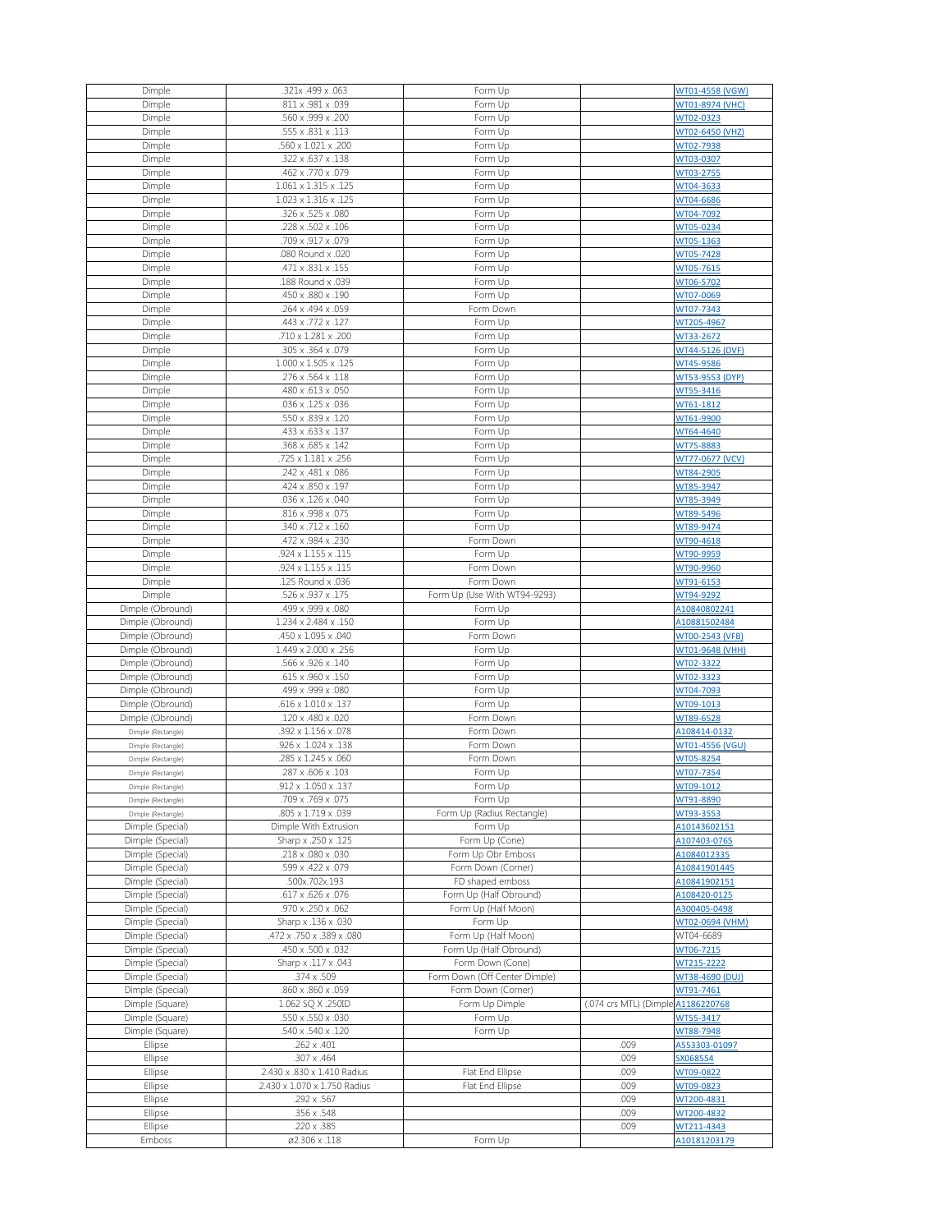| Dimple | .321x .499 x .063 | Form Up | | WT01-4558 (VGW) |
|---|---|---|---|---|
| Dimple | .811 x .981 x .039 | Form Up | | WT01-8974 (VHC) |
| Dimple | .560 x .999 x .200 | Form Up | | WT02-0323 |
| Dimple | .555 x .831 x .113 | Form Up | | WT02-6450 (VHZ) |
| Dimple | .560 x 1.021 x .200 | Form Up | | WT02-7938 |
| Dimple | .322 x .637 x .138 | Form Up | | WT03-0307 |
| Dimple | .462 x .770 x .079 | Form Up | | WT03-2755 |
| Dimple | 1.061 x 1.315 x .125 | Form Up | | WT04-3633 |
| Dimple | 1.023 x 1.316 x .125 | Form Up | | WT04-6686 |
| Dimple | .326 x .525 x .080 | Form Up | | WT04-7092 |
| Dimple | .228 x .502 x .106 | Form Up | | WT05-0234 |
| Dimple | .709 x .917 x .079 | Form Up | | WT05-1363 |
| Dimple | .080 Round x .020 | Form Up | | WT05-7428 |
| Dimple | .471 x .831 x .155 | Form Up | | WT05-7615 |
| Dimple | .188 Round x .039 | Form Up | | WT06-5702 |
| Dimple | .450 x .880 x .190 | Form Up | | WT07-0069 |
| Dimple | .264 x .494 x .059 | Form Down | | WT07-7343 |
| Dimple | .443 x .772 x .127 | Form Up | | WT205-4967 |
| Dimple | .710 x 1.281 x .200 | Form Up | | WT33-2672 |
| Dimple | .305 x .364 x .079 | Form Up | | WT44-5126 (DVF) |
| Dimple | 1.000 x 1.505 x .125 | Form Up | | WT45-9586 |
| Dimple | .276 x .564 x .118 | Form Up | | WT53-9553 (DYP) |
| Dimple | .480 x .613 x .050 | Form Up | | WT55-3416 |
| Dimple | .036 x .125 x .036 | Form Up | | WT61-1812 |
| Dimple | .550 x .839 x .120 | Form Up | | WT61-9900 |
| Dimple | .433 x .633 x .137 | Form Up | | WT64-4640 |
| Dimple | .368 x .685 x .142 | Form Up | | WT75-8883 |
| Dimple | .725 x 1.181 x .256 | Form Up | | WT77-0677 (VCV) |
| Dimple | .242 x .481 x .086 | Form Up | | WT84-2905 |
| Dimple | .424 x .850 x .197 | Form Up | | WT85-3947 |
| Dimple | .036 x .126 x .040 | Form Up | | WT85-3949 |
| Dimple | .816 x .998 x .075 | Form Up | | WT89-5496 |
| Dimple | .340 x .712 x .160 | Form Up | | WT89-9474 |
| Dimple | .472 x .984 x .230 | Form Down | | WT90-4618 |
| Dimple | .924 x 1.155 x .115 | Form Up | | WT90-9959 |
| Dimple | .924 x 1.155 x .115 | Form Down | | WT90-9960 |
| Dimple | .125 Round x .036 | Form Down | | WT91-6153 |
| Dimple | .526 x .937 x .175 | Form Up (Use With WT94-9293) | | WT94-9292 |
| Dimple (Obround) | .499 x .999 x .080 | Form Up | | A10840802241 |
| Dimple (Obround) | 1.234 x 2.484 x .150 | Form Up | | A10881502484 |
| Dimple (Obround) | .450 x 1.095 x .040 | Form Down | | WT00-2543 (VFB) |
| Dimple (Obround) | 1.449 x 2.000 x .256 | Form Up | | WT01-9648 (VHH) |
| Dimple (Obround) | .566 x .926 x .140 | Form Up | | WT02-3322 |
| Dimple (Obround) | .615 x .960 x .150 | Form Up | | WT02-3323 |
| Dimple (Obround) | .499 x .999 x .080 | Form Up | | WT04-7093 |
| Dimple (Obround) | .616 x 1.010 x .137 | Form Up | | WT09-1013 |
| Dimple (Obround) | .120 x .480 x .020 | Form Down | | WT89-6528 |
| Dimple (Rectangle) | .392 x 1.156 x .078 | Form Down | | A108414-0132 |
| Dimple (Rectangle) | .926 x .1.024 x .138 | Form Down | | WT01-4556 (VGU) |
| Dimple (Rectangle) | .285 x 1.245 x .060 | Form Down | | WT05-8254 |
| Dimple (Rectangle) | .287 x .606 x .103 | Form Up | | WT07-7354 |
| Dimple (Rectangle) | .912 x .1.050 x .137 | Form Up | | WT09-1012 |
| Dimple (Rectangle) | .709 x .769 x .075 | Form Up | | WT91-8890 |
| Dimple (Rectangle) | .805 x 1.719 x .039 | Form Up (Radius Rectangle) | | WT93-3553 |
| Dimple (Special) | Dimple With Extrusion | Form Up | | A10143602151 |
| Dimple (Special) | Sharp x .250 x .125 | Form Up (Cone) | | A107403-0765 |
| Dimple (Special) | .218 x .080 x .030 | Form Up Obr Emboss | | A1084012335 |
| Dimple (Special) | .599 x .422 x .079 | Form Down (Corner) | | A10841901445 |
| Dimple (Special) | .500x.702x.193 | FD shaped emboss | | A10841902151 |
| Dimple (Special) | .617 x .626 x .076 | Form Up (Half Obround) | | A108420-0125 |
| Dimple (Special) | .970 x .250 x .062 | Form Up (Half Moon) | | A300405-0498 |
| Dimple (Special) | Sharp x .136 x .030 | Form Up | | WT02-0694 (VHM) |
| Dimple (Special) | .472 x .750 x .389 x .080 | Form Up (Half Moon) | | WT04-6689 |
| Dimple (Special) | .450 x .500 x .032 | Form Up (Half Obround) | | WT06-7215 |
| Dimple (Special) | Sharp x .117 x .043 | Form Down (Cone) | | WT215-2222 |
| Dimple (Special) | .374 x .509 | Form Down (Off Center Dimple) | | WT38-4690 (DUJ) |
| Dimple (Special) | .860 x .860 x .059 | Form Down (Corner) | | WT91-7461 |
| Dimple (Square) | 1.062 SQ X .250ID | Form Up Dimple | (.074 crs MTL) (Dimple | A1186220768 |
| Dimple (Square) | .550 x .550 x .030 | Form Up | | WT55-3417 |
| Dimple (Square) | .540 x .540 x .120 | Form Up | | WT88-7948 |
| Ellipse | .262 x .401 | | .009 | A553303-01097 |
| Ellipse | .307 x .464 | | .009 | SX068554 |
| Ellipse | 2.430 x .830 x 1.410 Radius | Flat End Ellipse | .009 | WT09-0822 |
| Ellipse | 2.430 x 1.070 x 1.750 Radius | Flat End Ellipse | .009 | WT09-0823 |
| Ellipse | .292 x .567 | | .009 | WT200-4831 |
| Ellipse | .356 x .548 | | .009 | WT200-4832 |
| Ellipse | .220 x .385 | | .009 | WT211-4343 |
| Emboss | ø2.306 x .118 | Form Up | | A10181203179 |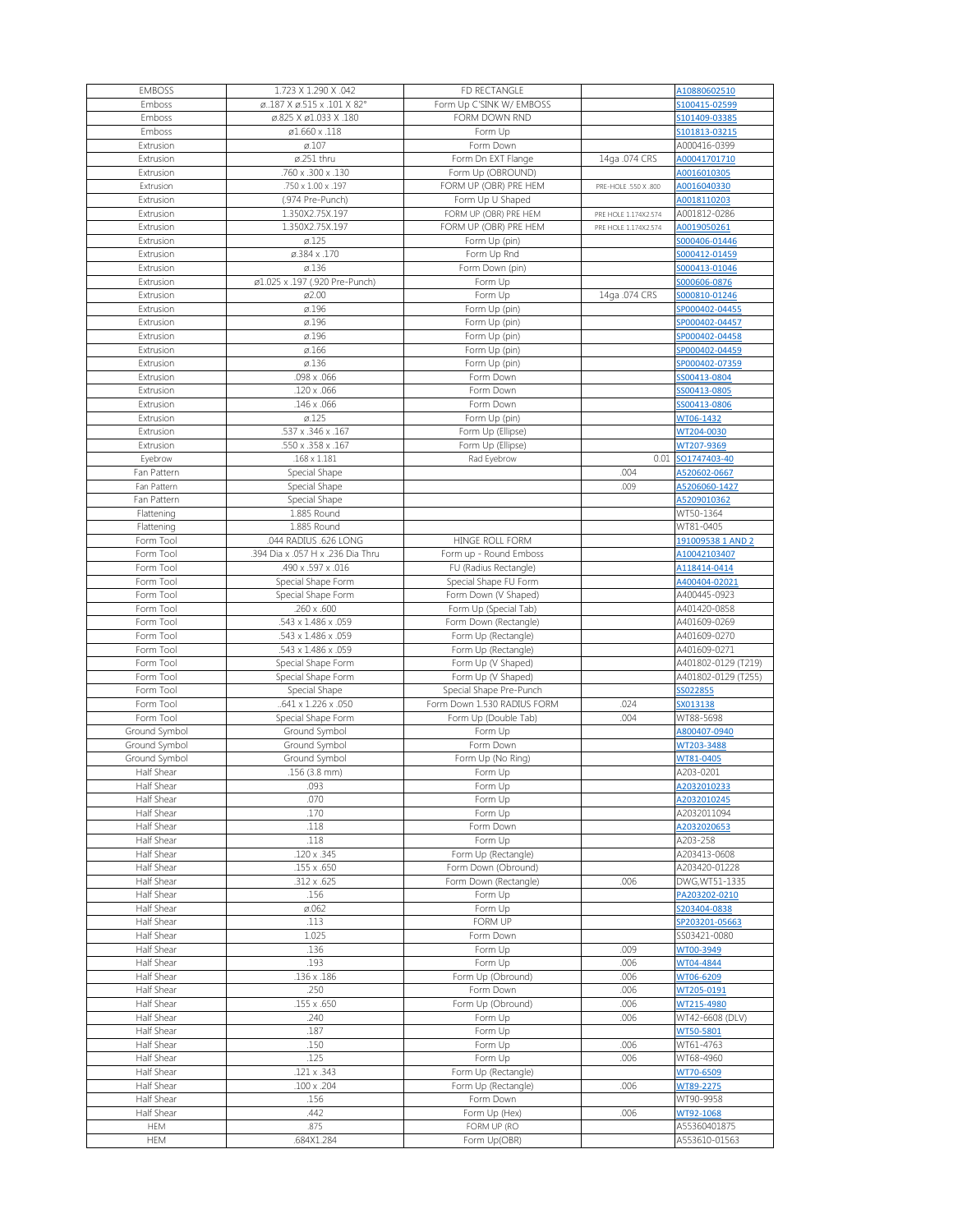| | | | | |
|---|---|---|---|---|
| EMBOSS | 1.723 X 1.290 X .042 | FD RECTANGLE | | A10880602510 |
| Emboss | ø..187 X ø.515 x .101 X 82° | Form Up C'SINK W/ EMBOSS | | S100415-02599 |
| Emboss | ø.825 X ø1.033 X .180 | FORM DOWN RND | | S101409-03385 |
| Emboss | ø1.660 x .118 | Form Up | | S101813-03215 |
| Extrusion | ø.107 | Form Down | | A000416-0399 |
| Extrusion | ø.251 thru | Form Dn EXT Flange | 14ga .074 CRS | A00041701710 |
| Extrusion | .760 x .300 x .130 | Form Up (OBROUND) | | A0016010305 |
| Extrusion | .750 x 1.00 x .197 | FORM UP (OBR) PRE HEM | PRE-HOLE .550 X .800 | A0016040330 |
| Extrusion | (.974 Pre-Punch) | Form Up U Shaped | | A0018110203 |
| Extrusion | 1.350X2.75X.197 | FORM UP (OBR) PRE HEM | PRE HOLE 1.174X2.574 | A001812-0286 |
| Extrusion | 1.350X2.75X.197 | FORM UP (OBR) PRE HEM | PRE HOLE 1.174X2.574 | A0019050261 |
| Extrusion | ø.125 | Form Up (pin) | | S000406-01446 |
| Extrusion | ø.384 x .170 | Form Up Rnd | | S000412-01459 |
| Extrusion | ø.136 | Form Down (pin) | | S000413-01046 |
| Extrusion | ø1.025 x .197 (.920 Pre-Punch) | Form Up | | S000606-0876 |
| Extrusion | ø2.00 | Form Up | 14ga .074 CRS | S000810-01246 |
| Extrusion | ø.196 | Form Up (pin) | | SP000402-04455 |
| Extrusion | ø.196 | Form Up (pin) | | SP000402-04457 |
| Extrusion | ø.196 | Form Up (pin) | | SP000402-04458 |
| Extrusion | ø.166 | Form Up (pin) | | SP000402-04459 |
| Extrusion | ø.136 | Form Up (pin) | | SP000402-07359 |
| Extrusion | .098 x .066 | Form Down | | SS00413-0804 |
| Extrusion | .120 x .066 | Form Down | | SS00413-0805 |
| Extrusion | .146 x .066 | Form Down | | SS00413-0806 |
| Extrusion | ø.125 | Form Up (pin) | | WT06-1432 |
| Extrusion | .537 x .346 x .167 | Form Up (Ellipse) | | WT204-0030 |
| Extrusion | .550 x .358 x .167 | Form Up (Ellipse) | | WT207-9369 |
| Eyebrow | .168 x 1.181 | Rad Eyebrow | 0.01 | SO1747403-40 |
| Fan Pattern | Special Shape | | .004 | A520602-0667 |
| Fan Pattern | Special Shape | | .009 | A5206060-1427 |
| Fan Pattern | Special Shape | | | A5209010362 |
| Flattening | 1.885 Round | | | WT50-1364 |
| Flattening | 1.885 Round | | | WT81-0405 |
| Form Tool | .044 RADIUS .626 LONG | HINGE ROLL FORM | | 191009538 1 AND 2 |
| Form Tool | .394 Dia x .057 H x .236 Dia Thru | Form up - Round Emboss | | A10042103407 |
| Form Tool | .490 x .597 x .016 | FU (Radius Rectangle) | | A118414-0414 |
| Form Tool | Special Shape Form | Special Shape FU Form | | A400404-02021 |
| Form Tool | Special Shape Form | Form Down (V Shaped) | | A400445-0923 |
| Form Tool | .260 x .600 | Form Up (Special Tab) | | A401420-0858 |
| Form Tool | .543 x 1.486 x .059 | Form Down (Rectangle) | | A401609-0269 |
| Form Tool | .543 x 1.486 x .059 | Form Up (Rectangle) | | A401609-0270 |
| Form Tool | .543 x 1.486 x .059 | Form Up (Rectangle) | | A401609-0271 |
| Form Tool | Special Shape Form | Form Up (V Shaped) | | A401802-0129 (T219) |
| Form Tool | Special Shape Form | Form Up (V Shaped) | | A401802-0129 (T255) |
| Form Tool | Special Shape | Special Shape Pre-Punch | | SS022855 |
| Form Tool | .641 x 1.226 x .050 | Form Down 1.530 RADIUS FORM | .024 | SX013138 |
| Form Tool | Special Shape Form | Form Up (Double Tab) | .004 | WT88-5698 |
| Ground Symbol | Ground Symbol | Form Up | | A800407-0940 |
| Ground Symbol | Ground Symbol | Form Down | | WT203-3488 |
| Ground Symbol | Ground Symbol | Form Up (No Ring) | | WT81-0405 |
| Half Shear | .156 (3.8 mm) | Form Up | | A203-0201 |
| Half Shear | .093 | Form Up | | A2032010233 |
| Half Shear | .070 | Form Up | | A2032010245 |
| Half Shear | .170 | Form Up | | A2032011094 |
| Half Shear | .118 | Form Down | | A2032020653 |
| Half Shear | .118 | Form Up | | A203-258 |
| Half Shear | .120 x .345 | Form Up (Rectangle) | | A203413-0608 |
| Half Shear | .155 x .650 | Form Down (Obround) | | A203420-01228 |
| Half Shear | .312 x .625 | Form Down (Rectangle) | .006 | DWG,WT51-1335 |
| Half Shear | .156 | Form Up | | PA203202-0210 |
| Half Shear | ø.062 | Form Up | | S203404-0838 |
| Half Shear | .113 | FORM UP | | SP203201-05663 |
| Half Shear | 1.025 | Form Down | | SS03421-0080 |
| Half Shear | .136 | Form Up | .009 | WT00-3949 |
| Half Shear | .193 | Form Up | .006 | WT04-4844 |
| Half Shear | .136 x .186 | Form Up (Obround) | .006 | WT06-6209 |
| Half Shear | .250 | Form Down | .006 | WT205-0191 |
| Half Shear | .155 x .650 | Form Up (Obround) | .006 | WT215-4980 |
| Half Shear | .240 | Form Up | .006 | WT42-6608 (DLV) |
| Half Shear | .187 | Form Up | | WT50-5801 |
| Half Shear | .150 | Form Up | .006 | WT61-4763 |
| Half Shear | .125 | Form Up | .006 | WT68-4960 |
| Half Shear | .121 x .343 | Form Up (Rectangle) | | WT70-6509 |
| Half Shear | .100 x .204 | Form Up (Rectangle) | .006 | WT89-2275 |
| Half Shear | .156 | Form Down | | WT90-9958 |
| Half Shear | .442 | Form Up (Hex) | .006 | WT92-1068 |
| HEM | .875 | FORM UP (RO | | A55360401875 |
| HEM | .684X1.284 | Form Up(OBR) | | A553610-01563 |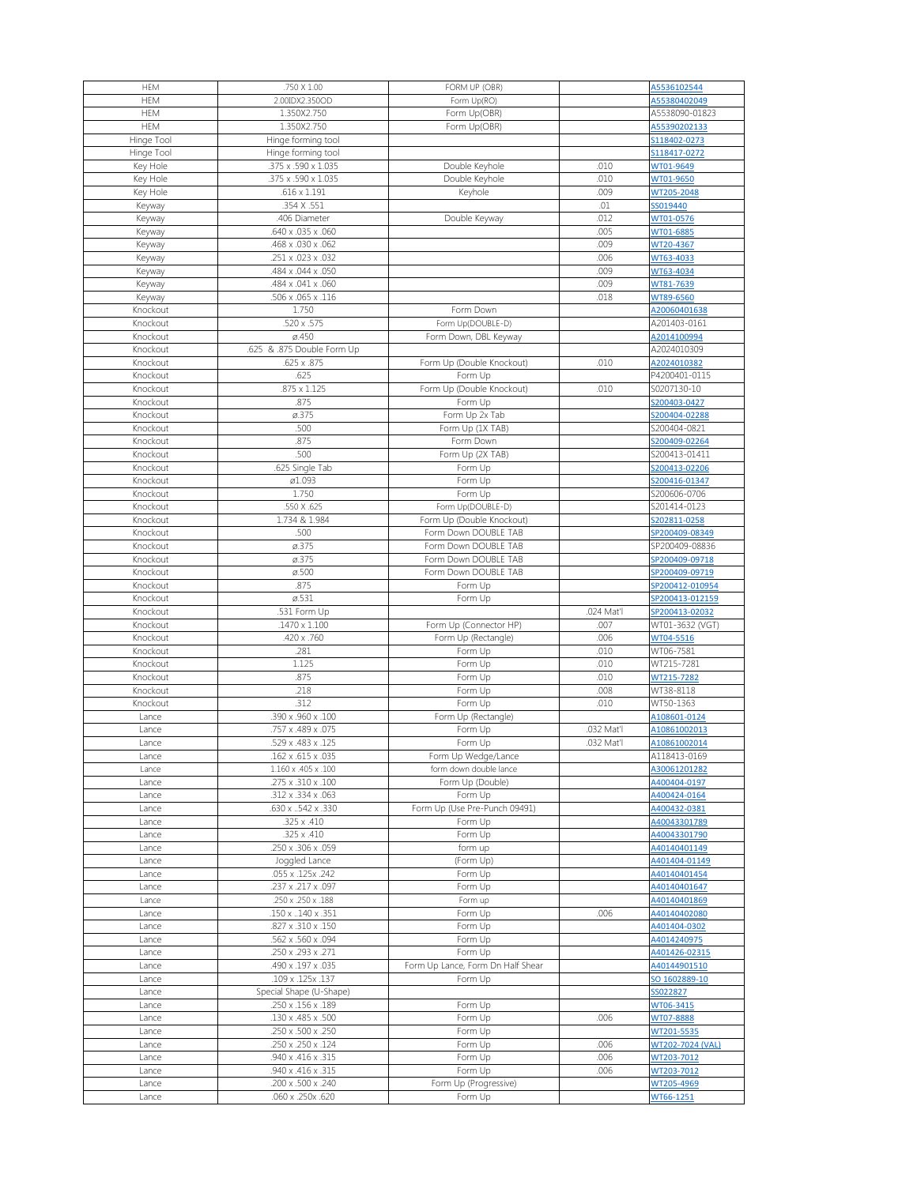| HEM | .750 X 1.00 | FORM UP (OBR) | | A5536102544 |
|---|---|---|---|---|
| HEM | 2.00IDX2.350OD | Form Up(RO) | | A55380402049 |
| HEM | 1.350X2.750 | Form Up(OBR) | | A5538090-01823 |
| HEM | 1.350X2.750 | Form Up(OBR) | | A55390202133 |
| Hinge Tool | Hinge forming tool | | | S118402-0273 |
| Hinge Tool | Hinge forming tool | | | S118417-0272 |
| Key Hole | .375 x .590 x 1.035 | Double Keyhole | .010 | WT01-9649 |
| Key Hole | .375 x .590 x 1.035 | Double Keyhole | .010 | WT01-9650 |
| Key Hole | .616 x 1.191 | Keyhole | .009 | WT205-2048 |
| Keyway | .354 X .551 | | .01 | SS019440 |
| Keyway | .406 Diameter | Double Keyway | .012 | WT01-0576 |
| Keyway | .640 x .035 x .060 | | .005 | WT01-6885 |
| Keyway | .468 x .030 x .062 | | .009 | WT20-4367 |
| Keyway | .251 x .023 x .032 | | .006 | WT63-4033 |
| Keyway | .484 x .044 x .050 | | .009 | WT63-4034 |
| Keyway | .484 x .041 x .060 | | .009 | WT81-7639 |
| Keyway | .506 x .065 x .116 | | .018 | WT89-6560 |
| Knockout | 1.750 | Form Down | | A20060401638 |
| Knockout | .520 x .575 | Form Up(DOUBLE-D) | | A201403-0161 |
| Knockout | ø.450 | Form Down, DBL Keyway | | A2014100994 |
| Knockout | .625 & .875 Double Form Up | | | A2024010309 |
| Knockout | .625 x .875 | Form Up (Double Knockout) | .010 | A2024010382 |
| Knockout | .625 | Form Up | | P4200401-0115 |
| Knockout | .875 x 1.125 | Form Up (Double Knockout) | .010 | S0207130-10 |
| Knockout | .875 | Form Up | | S200403-0427 |
| Knockout | ø.375 | Form Up 2x Tab | | S200404-02288 |
| Knockout | .500 | Form Up (1X TAB) | | S200404-0821 |
| Knockout | .875 | Form Down | | S200409-02264 |
| Knockout | .500 | Form Up (2X TAB) | | S200413-01411 |
| Knockout | .625 Single Tab | Form Up | | S200413-02206 |
| Knockout | ø1.093 | Form Up | | S200416-01347 |
| Knockout | 1.750 | Form Up | | S200606-0706 |
| Knockout | .550 X .625 | Form Up(DOUBLE-D) | | S201414-0123 |
| Knockout | 1.734 & 1.984 | Form Up (Double Knockout) | | S202811-0258 |
| Knockout | .500 | Form Down DOUBLE TAB | | SP200409-08349 |
| Knockout | ø.375 | Form Down DOUBLE TAB | | SP200409-08836 |
| Knockout | ø.375 | Form Down DOUBLE TAB | | SP200409-09718 |
| Knockout | ø.500 | Form Down DOUBLE TAB | | SP200409-09719 |
| Knockout | .875 | Form Up | | SP200412-010954 |
| Knockout | ø.531 | Form Up | | SP200413-012159 |
| Knockout | .531 Form Up | | .024 Mat'l | SP200413-02032 |
| Knockout | .1470 x 1.100 | Form Up (Connector HP) | .007 | WT01-3632 (VGT) |
| Knockout | .420 x .760 | Form Up (Rectangle) | .006 | WT04-5516 |
| Knockout | .281 | Form Up | .010 | WT06-7581 |
| Knockout | 1.125 | Form Up | .010 | WT215-7281 |
| Knockout | .875 | Form Up | .010 | WT215-7282 |
| Knockout | .218 | Form Up | .008 | WT38-8118 |
| Knockout | .312 | Form Up | .010 | WT50-1363 |
| Lance | .390 x .960 x .100 | Form Up (Rectangle) | | A108601-0124 |
| Lance | .757 x .489 x .075 | Form Up | .032 Mat'l | A10861002013 |
| Lance | .529 x .483 x .125 | Form Up | .032 Mat'l | A10861002014 |
| Lance | .162 x .615 x .035 | Form Up Wedge/Lance | | A118413-0169 |
| Lance | 1.160 x .405 x .100 | form down double lance | | A30061201282 |
| Lance | .275 x .310 x .100 | Form Up (Double) | | A400404-0197 |
| Lance | .312 x .334 x .063 | Form Up | | A400424-0164 |
| Lance | .630 x .542 x .330 | Form Up (Use Pre-Punch 09491) | | A400432-0381 |
| Lance | .325 x .410 | Form Up | | A40043301789 |
| Lance | .325 x .410 | Form Up | | A40043301790 |
| Lance | .250 x .306 x .059 | form up | | A40140401149 |
| Lance | Joggled Lance | (Form Up) | | A401404-01149 |
| Lance | .055 x .125x .242 | Form Up | | A40140401454 |
| Lance | .237 x .217 x .097 | Form Up | | A40140401647 |
| Lance | .250 x .250 x .188 | Form up | | A40140401869 |
| Lance | .150 x .140 x .351 | Form Up | .006 | A40140402080 |
| Lance | .827 x .310 x .150 | Form Up | | A401404-0302 |
| Lance | .562 x .560 x .094 | Form Up | | A4014240975 |
| Lance | .250 x .293 x .271 | Form Up | | A401426-02315 |
| Lance | .490 x .197 x .035 | Form Up Lance, Form Dn Half Shear | | A40144901510 |
| Lance | .109 x .125x .137 | Form Up | | SO 1602889-10 |
| Lance | Special Shape (U-Shape) | | | SS022827 |
| Lance | .250 x .156 x .189 | Form Up | | WT06-3415 |
| Lance | .130 x .485 x .500 | Form Up | .006 | WT07-8888 |
| Lance | .250 x .500 x .250 | Form Up | | WT201-5535 |
| Lance | .250 x .250 x .124 | Form Up | .006 | WT202-7024 (VAL) |
| Lance | .940 x .416 x .315 | Form Up | .006 | WT203-7012 |
| Lance | .940 x .416 x .315 | Form Up | .006 | WT203-7012 |
| Lance | .200 x .500 x .240 | Form Up (Progressive) | | WT205-4969 |
| Lance | .060 x .250x .620 | Form Up | | WT66-1251 |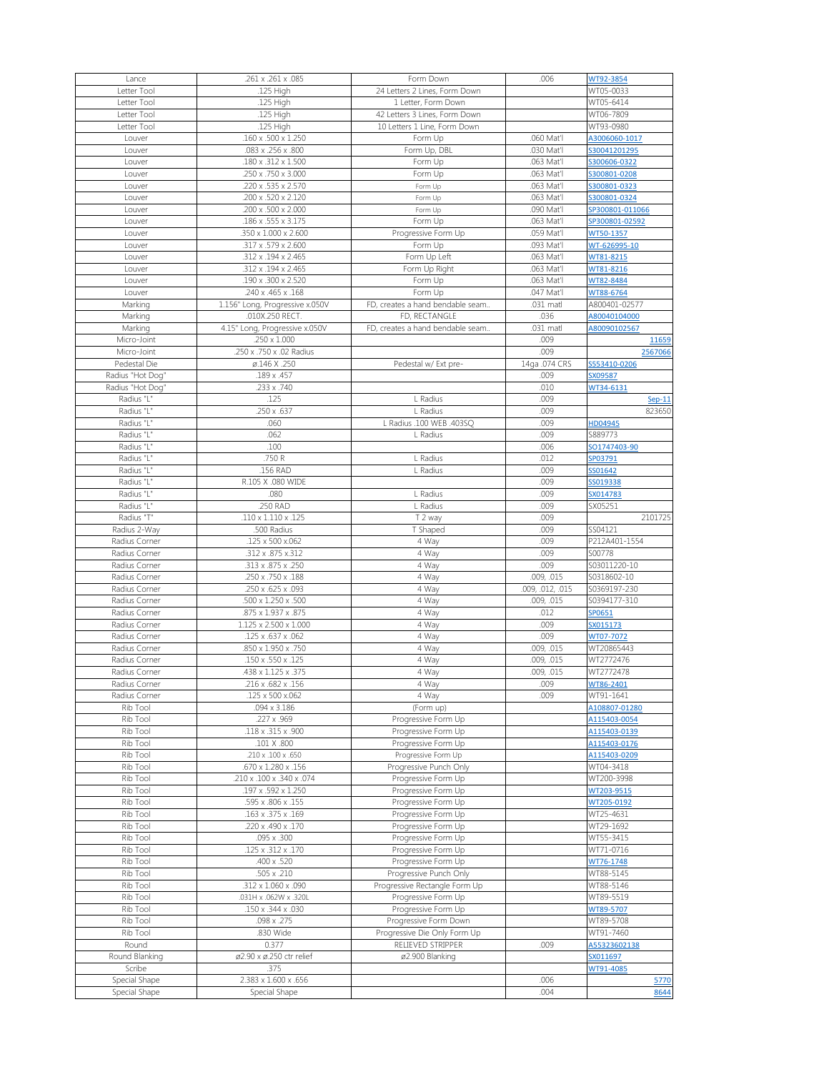| Lance | .261 x .261 x .085 | Form Down | .006 | WT92-3854 |
|---|---|---|---|---|
| Letter Tool | .125 High | 24 Letters 2 Lines, Form Down | | WT05-0033 |
| Letter Tool | .125 High | 1 Letter, Form Down | | WT05-6414 |
| Letter Tool | .125 High | 42 Letters 3 Lines, Form Down | | WT06-7809 |
| Letter Tool | .125 High | 10 Letters 1 Line, Form Down | | WT93-0980 |
| Louver | .160 x .500 x 1.250 | Form Up | .060 Mat'l | A3006060-1017 |
| Louver | .083 x .256 x .800 | Form Up, DBL | .030 Mat'l | S30041201295 |
| Louver | .180 x .312 x 1.500 | Form Up | .063 Mat'l | S300606-0322 |
| Louver | .250 x .750 x 3.000 | Form Up | .063 Mat'l | S300801-0208 |
| Louver | .220 x .535 x 2.570 | Form Up | .063 Mat'l | S300801-0323 |
| Louver | .200 x .520 x 2.120 | Form Up | .063 Mat'l | S300801-0324 |
| Louver | .200 x .500 x 2.000 | Form Up | .090 Mat'l | SP300801-011066 |
| Louver | .186 x .555 x 3.175 | Form Up | .063 Mat'l | SP300801-02592 |
| Louver | .350 x 1.000 x 2.600 | Progressive Form Up | .059 Mat'l | WT50-1357 |
| Louver | .317 x .579 x 2.600 | Form Up | .093 Mat'l | WT-626995-10 |
| Louver | .312 x .194 x 2.465 | Form Up Left | .063 Mat'l | WT81-8215 |
| Louver | .312 x .194 x 2.465 | Form Up Right | .063 Mat'l | WT81-8216 |
| Louver | .190 x .300 x 2.520 | Form Up | .063 Mat'l | WT82-8484 |
| Louver | .240 x .465 x .168 | Form Up | .047 Mat'l | WT88-6764 |
| Marking | 1.156" Long, Progressive x.050V | FD, creates a hand bendable seam.. | .031 matl | A800401-02577 |
| Marking | .010X.250 RECT. | FD, RECTANGLE | .036 | A80040104000 |
| Marking | 4.15" Long, Progressive x.050V | FD, creates a hand bendable seam.. | .031 matl | A80090102567 |
| Micro-Joint | .250 x 1.000 | | .009 | 11659 |
| Micro-Joint | .250 x .750 x .02 Radius | | .009 | 2567066 |
| Pedestal Die | ø.146 X .250 | Pedestal w/ Ext pre- | 14ga .074 CRS | S553410-0206 |
| Radius "Hot Dog" | .189 x .457 | | .009 | SX09587 |
| Radius "Hot Dog" | .233 x .740 | | .010 | WT34-6131 |
| Radius "L" | .125 | L Radius | .009 | Sep-11 |
| Radius "L" | .250 x .637 | L Radius | .009 | 823650 |
| Radius "L" | .060 | L Radius .100 WEB .403SQ | .009 | HD04945 |
| Radius "L" | .062 | L Radius | .009 | S889773 |
| Radius "L" | .100 | | .006 | SO1747403-90 |
| Radius "L" | .750 R | L Radius | .012 | SP03791 |
| Radius "L" | .156 RAD | L Radius | .009 | SS01642 |
| Radius "L" | R.105 X .080 WIDE | | .009 | SS019338 |
| Radius "L" | .080 | L Radius | .009 | SX014783 |
| Radius "L" | .250 RAD | L Radius | .009 | SX05251 |
| Radius "T" | .110 x 1.110 x .125 | T 2 way | .009 | 2101725 |
| Radius 2-Way | .500 Radius | T Shaped | .009 | SS04121 |
| Radius Corner | .125 x 500 x.062 | 4 Way | .009 | P212A401-1554 |
| Radius Corner | .312 x .875 x.312 | 4 Way | .009 | S00778 |
| Radius Corner | .313 x .875 x .250 | 4 Way | .009 | S03011220-10 |
| Radius Corner | .250 x .750 x .188 | 4 Way | .009, .015 | S0318602-10 |
| Radius Corner | .250 x .625 x .093 | 4 Way | .009, .012, .015 | S0369197-230 |
| Radius Corner | .500 x 1.250 x .500 | 4 Way | .009, .015 | S0394177-310 |
| Radius Corner | .875 x 1.937 x .875 | 4 Way | .012 | SP0651 |
| Radius Corner | 1.125 x 2.500 x 1.000 | 4 Way | .009 | SX015173 |
| Radius Corner | .125 x .637 x .062 | 4 Way | .009 | WT07-7072 |
| Radius Corner | .850 x 1.950 x .750 | 4 Way | .009, .015 | WT20865443 |
| Radius Corner | .150 x .550 x .125 | 4 Way | .009, .015 | WT2772476 |
| Radius Corner | .438 x 1.125 x .375 | 4 Way | .009, .015 | WT2772478 |
| Radius Corner | .216 x .682 x .156 | 4 Way | .009 | WT86-2401 |
| Radius Corner | .125 x 500 x.062 | 4 Way | .009 | WT91-1641 |
| Rib Tool | .094 x 3.186 | (Form up) | | A108807-01280 |
| Rib Tool | .227 x .969 | Progressive Form Up | | A115403-0054 |
| Rib Tool | .118 x .315 x .900 | Progressive Form Up | | A115403-0139 |
| Rib Tool | .101 X .800 | Progressive Form Up | | A115403-0176 |
| Rib Tool | .210 x .100 x .650 | Progressive Form Up | | A115403-0209 |
| Rib Tool | .670 x 1.280 x .156 | Progressive Punch Only | | WT04-3418 |
| Rib Tool | .210 x .100 x .340 x .074 | Progressive Form Up | | WT200-3998 |
| Rib Tool | .197 x .592 x 1.250 | Progressive Form Up | | WT203-9515 |
| Rib Tool | .595 x .806 x .155 | Progressive Form Up | | WT205-0192 |
| Rib Tool | .163 x .375 x .169 | Progressive Form Up | | WT25-4631 |
| Rib Tool | .220 x .490 x .170 | Progressive Form Up | | WT29-1692 |
| Rib Tool | .095 x .300 | Progressive Form Up | | WT55-3415 |
| Rib Tool | .125 x .312 x .170 | Progressive Form Up | | WT71-0716 |
| Rib Tool | .400 x .520 | Progressive Form Up | | WT76-1748 |
| Rib Tool | .505 x .210 | Progressive Punch Only | | WT88-5145 |
| Rib Tool | .312 x 1.060 x .090 | Progressive Rectangle Form Up | | WT88-5146 |
| Rib Tool | .031H x .062W x .320L | Progressive Form Up | | WT89-5519 |
| Rib Tool | .150 x .344 x .030 | Progressive Form Up | | WT89-5707 |
| Rib Tool | .098 x .275 | Progressive Form Down | | WT89-5708 |
| Rib Tool | .830 Wide | Progressive Die Only Form Up | | WT91-7460 |
| Round | 0.377 | RELIEVED STRIPPER | .009 | A55323602138 |
| Round Blanking | ø2.90 x ø.250 ctr relief | ø2.900 Blanking | | SX011697 |
| Scribe | .375 | | | WT91-4085 |
| Special Shape | 2.383 x 1.600 x .656 | | .006 | 5770 |
| Special Shape | Special Shape | | .004 | 8644 |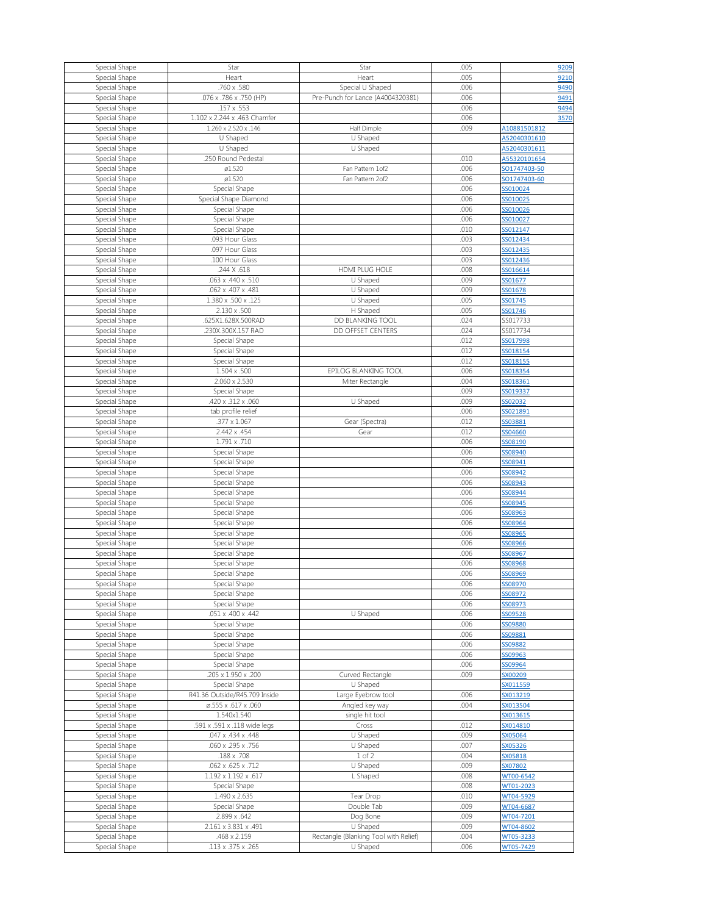| | | | | |
|---|---|---|---|---|
| Special Shape | Star | Star | .005 | 9209 |
| Special Shape | Heart | Heart | .005 | 9210 |
| Special Shape | .760 x .580 | Special U Shaped | .006 | 9490 |
| Special Shape | .076 x .786 x .750 (HP) | Pre-Punch for Lance (A4004320381) | .006 | 9491 |
| Special Shape | .157 x .553 | | .006 | 9494 |
| Special Shape | 1.102 x 2.244 x .463 Chamfer | | .006 | 3570 |
| Special Shape | 1.260 x 2.520 x .146 | Half Dimple | .009 | A10881501812 |
| Special Shape | U Shaped | U Shaped | | A52040301610 |
| Special Shape | U Shaped | U Shaped | | A52040301611 |
| Special Shape | .250 Round Pedestal | | .010 | A55320101654 |
| Special Shape | ø1.520 | Fan Pattern 1of2 | .006 | SO1747403-50 |
| Special Shape | ø1.520 | Fan Pattern 2of2 | .006 | SO1747403-60 |
| Special Shape | Special Shape | | .006 | SS010024 |
| Special Shape | Special Shape Diamond | | .006 | SS010025 |
| Special Shape | Special Shape | | .006 | SS010026 |
| Special Shape | Special Shape | | .006 | SS010027 |
| Special Shape | Special Shape | | .010 | SS012147 |
| Special Shape | .093 Hour Glass | | .003 | SS012434 |
| Special Shape | .097 Hour Glass | | .003 | SS012435 |
| Special Shape | .100 Hour Glass | | .003 | SS012436 |
| Special Shape | .244 X .618 | HDMI PLUG HOLE | .008 | SS016614 |
| Special Shape | .063 x .440 x .510 | U Shaped | .009 | SS01677 |
| Special Shape | .062 x .407 x .481 | U Shaped | .009 | SS01678 |
| Special Shape | 1.380 x .500 x .125 | U Shaped | .005 | SS01745 |
| Special Shape | 2.130 x .500 | H Shaped | .005 | SS01746 |
| Special Shape | .625X1.628X.500RAD | DD BLANKING TOOL | .024 | SS017733 |
| Special Shape | .230X.300X.157 RAD | DD OFFSET CENTERS | .024 | SS017734 |
| Special Shape | Special Shape | | .012 | SS017998 |
| Special Shape | Special Shape | | .012 | SS018154 |
| Special Shape | Special Shape | | .012 | SS018155 |
| Special Shape | 1.504 x .500 | EPILOG BLANKING TOOL | .006 | SS018354 |
| Special Shape | 2.060 x 2.530 | Miter Rectangle | .004 | SS018361 |
| Special Shape | Special Shape | | .009 | SS019337 |
| Special Shape | .420 x .312 x .060 | U Shaped | .009 | SS02032 |
| Special Shape | tab profile relief | | .006 | SS021891 |
| Special Shape | .377 x 1.067 | Gear (Spectra) | .012 | SS03881 |
| Special Shape | 2.442 x .454 | Gear | .012 | SS04660 |
| Special Shape | 1.791 x .710 | | .006 | SS08190 |
| Special Shape | Special Shape | | .006 | SS08940 |
| Special Shape | Special Shape | | .006 | SS08941 |
| Special Shape | Special Shape | | .006 | SS08942 |
| Special Shape | Special Shape | | .006 | SS08943 |
| Special Shape | Special Shape | | .006 | SS08944 |
| Special Shape | Special Shape | | .006 | SS08945 |
| Special Shape | Special Shape | | .006 | SS08963 |
| Special Shape | Special Shape | | .006 | SS08964 |
| Special Shape | Special Shape | | .006 | SS08965 |
| Special Shape | Special Shape | | .006 | SS08966 |
| Special Shape | Special Shape | | .006 | SS08967 |
| Special Shape | Special Shape | | .006 | SS08968 |
| Special Shape | Special Shape | | .006 | SS08969 |
| Special Shape | Special Shape | | .006 | SS08970 |
| Special Shape | Special Shape | | .006 | SS08972 |
| Special Shape | Special Shape | | .006 | SS08973 |
| Special Shape | .051 x .400 x .442 | U Shaped | .006 | SS09528 |
| Special Shape | Special Shape | | .006 | SS09880 |
| Special Shape | Special Shape | | .006 | SS09881 |
| Special Shape | Special Shape | | .006 | SS09882 |
| Special Shape | Special Shape | | .006 | SS09963 |
| Special Shape | Special Shape | | .006 | SS09964 |
| Special Shape | .205 x 1.950 x .200 | Curved Rectangle | .009 | SX00209 |
| Special Shape | Special Shape | U Shaped | | SX011559 |
| Special Shape | R41.36 Outside/R45.709 Inside | Large Eyebrow tool | .006 | SX013219 |
| Special Shape | ø.555 x .617 x .060 | Angled key way | .004 | SX013504 |
| Special Shape | 1.540x1.540 | single hit tool | | SX013615 |
| Special Shape | .591 x .591 x .118 wide legs | Cross | .012 | SX014810 |
| Special Shape | .047 x .434 x .448 | U Shaped | .009 | SX05064 |
| Special Shape | .060 x .295 x .756 | U Shaped | .007 | SX05326 |
| Special Shape | .188 x .708 | 1 of 2 | .004 | SX05818 |
| Special Shape | .062 x .625 x .712 | U Shaped | .009 | SX07802 |
| Special Shape | 1.192 x 1.192 x .617 | L Shaped | .008 | WT00-6542 |
| Special Shape | Special Shape | | .008 | WT01-2023 |
| Special Shape | 1.490 x 2.635 | Tear Drop | .010 | WT04-5929 |
| Special Shape | Special Shape | Double Tab | .009 | WT04-6687 |
| Special Shape | 2.899 x .642 | Dog Bone | .009 | WT04-7201 |
| Special Shape | 2.161 x 3.831 x .491 | U Shaped | .009 | WT04-8602 |
| Special Shape | .468 x 2.159 | Rectangle (Blanking Tool with Relief) | .004 | WT05-3233 |
| Special Shape | .113 x .375 x .265 | U Shaped | .006 | WT05-7429 |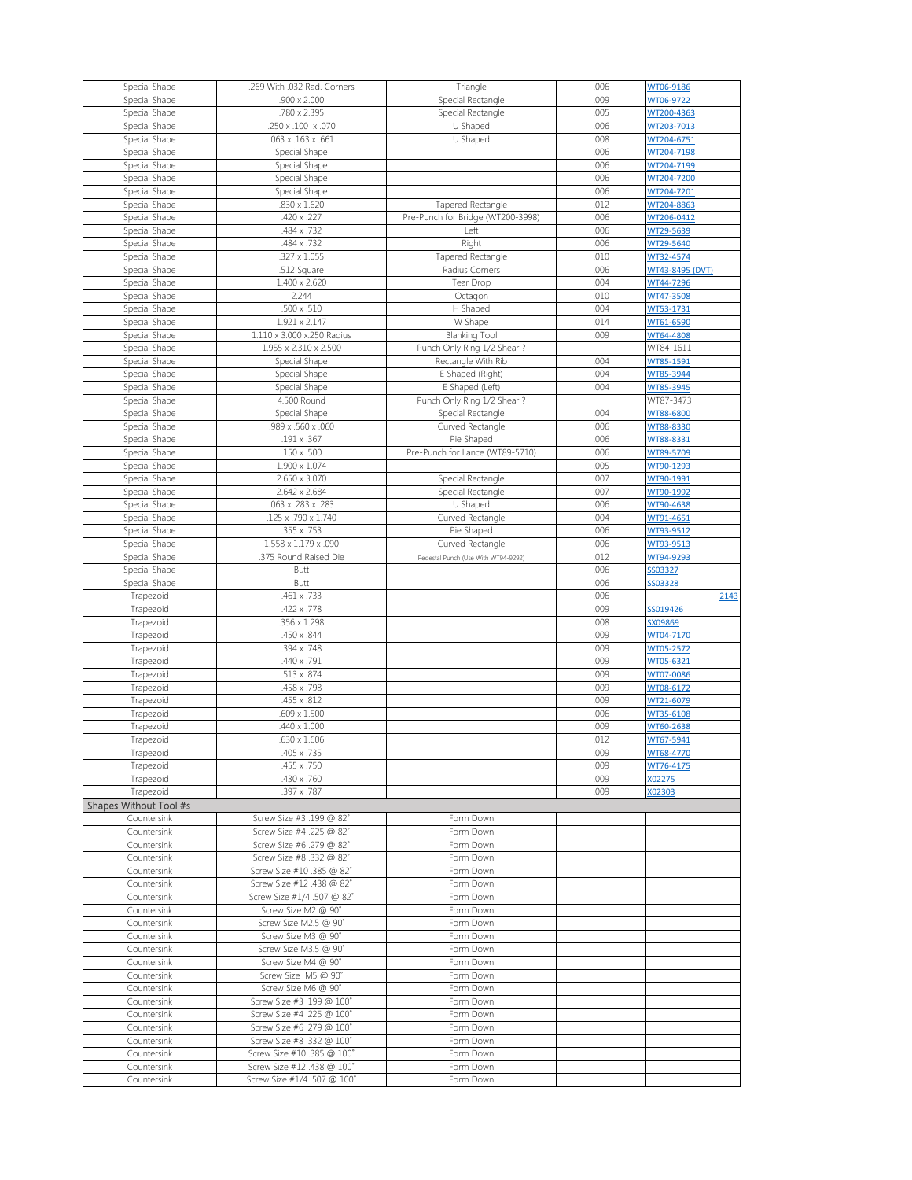| | | | | |
|---|---|---|---|---|
| Special Shape | .269 With .032 Rad. Corners | Triangle | .006 | WT06-9186 |
| Special Shape | .900 x 2.000 | Special Rectangle | .009 | WT06-9722 |
| Special Shape | .780 x 2.395 | Special Rectangle | .005 | WT200-4363 |
| Special Shape | .250 x .100 x .070 | U Shaped | .006 | WT203-7013 |
| Special Shape | .063 x .163 x .661 | U Shaped | .008 | WT204-6751 |
| Special Shape | Special Shape | | .006 | WT204-7198 |
| Special Shape | Special Shape | | .006 | WT204-7199 |
| Special Shape | Special Shape | | .006 | WT204-7200 |
| Special Shape | Special Shape | | .006 | WT204-7201 |
| Special Shape | .830 x 1.620 | Tapered Rectangle | .012 | WT204-8863 |
| Special Shape | .420 x .227 | Pre-Punch for Bridge (WT200-3998) | .006 | WT206-0412 |
| Special Shape | .484 x .732 | Left | .006 | WT29-5639 |
| Special Shape | .484 x .732 | Right | .006 | WT29-5640 |
| Special Shape | .327 x 1.055 | Tapered Rectangle | .010 | WT32-4574 |
| Special Shape | .512 Square | Radius Corners | .006 | WT43-8495 (DVT) |
| Special Shape | 1.400 x 2.620 | Tear Drop | .004 | WT44-7296 |
| Special Shape | 2.244 | Octagon | .010 | WT47-3508 |
| Special Shape | .500 x .510 | H Shaped | .004 | WT53-1731 |
| Special Shape | 1.921 x 2.147 | W Shape | .014 | WT61-6590 |
| Special Shape | 1.110 x 3.000 x.250 Radius | Blanking Tool | .009 | WT64-4808 |
| Special Shape | 1.955 x 2.310 x 2.500 | Punch Only Ring 1/2 Shear ? | | WT84-1611 |
| Special Shape | Special Shape | Rectangle With Rib | .004 | WT85-1591 |
| Special Shape | Special Shape | E Shaped (Right) | .004 | WT85-3944 |
| Special Shape | Special Shape | E Shaped (Left) | .004 | WT85-3945 |
| Special Shape | 4.500 Round | Punch Only Ring 1/2 Shear ? | | WT87-3473 |
| Special Shape | Special Shape | Special Rectangle | .004 | WT88-6800 |
| Special Shape | .989 x .560 x .060 | Curved Rectangle | .006 | WT88-8330 |
| Special Shape | .191 x .367 | Pie Shaped | .006 | WT88-8331 |
| Special Shape | .150 x .500 | Pre-Punch for Lance (WT89-5710) | .006 | WT89-5709 |
| Special Shape | 1.900 x 1.074 | | .005 | WT90-1293 |
| Special Shape | 2.650 x 3.070 | Special Rectangle | .007 | WT90-1991 |
| Special Shape | 2.642 x 2.684 | Special Rectangle | .007 | WT90-1992 |
| Special Shape | .063 x .283 x .283 | U Shaped | .006 | WT90-4638 |
| Special Shape | .125 x .790 x 1.740 | Curved Rectangle | .004 | WT91-4651 |
| Special Shape | .355 x .753 | Pie Shaped | .006 | WT93-9512 |
| Special Shape | 1.558 x 1.179 x .090 | Curved Rectangle | .006 | WT93-9513 |
| Special Shape | .375 Round Raised Die | Pedestal Punch (Use With WT94-9292) | .012 | WT94-9293 |
| Special Shape | Butt | | .006 | SS03327 |
| Special Shape | Butt | | .006 | SS03328 |
| Trapezoid | .461 x .733 | | .006 | 2143 |
| Trapezoid | .422 x .778 | | .009 | SS019426 |
| Trapezoid | .356 x 1.298 | | .008 | SX09869 |
| Trapezoid | .450 x .844 | | .009 | WT04-7170 |
| Trapezoid | .394 x .748 | | .009 | WT05-2572 |
| Trapezoid | .440 x .791 | | .009 | WT05-6321 |
| Trapezoid | .513 x .874 | | .009 | WT07-0086 |
| Trapezoid | .458 x .798 | | .009 | WT08-6172 |
| Trapezoid | .455 x .812 | | .009 | WT21-6079 |
| Trapezoid | .609 x 1.500 | | .006 | WT35-6108 |
| Trapezoid | .440 x 1.000 | | .009 | WT60-2638 |
| Trapezoid | .630 x 1.606 | | .012 | WT67-5941 |
| Trapezoid | .405 x .735 | | .009 | WT68-4770 |
| Trapezoid | .455 x .750 | | .009 | WT76-4175 |
| Trapezoid | .430 x .760 | | .009 | X02275 |
| Trapezoid | .397 x .787 | | .009 | X02303 |
| **Shapes Without Tool #s** | | | | |
| Countersink | Screw Size #3 .199 @ 82˚ | Form Down | | |
| Countersink | Screw Size #4 .225 @ 82˚ | Form Down | | |
| Countersink | Screw Size #6 .279 @ 82˚ | Form Down | | |
| Countersink | Screw Size #8 .332 @ 82˚ | Form Down | | |
| Countersink | Screw Size #10 .385 @ 82˚ | Form Down | | |
| Countersink | Screw Size #12 .438 @ 82˚ | Form Down | | |
| Countersink | Screw Size #1/4 .507 @ 82˚ | Form Down | | |
| Countersink | Screw Size M2 @ 90˚ | Form Down | | |
| Countersink | Screw Size M2.5 @ 90˚ | Form Down | | |
| Countersink | Screw Size M3 @ 90˚ | Form Down | | |
| Countersink | Screw Size M3.5 @ 90˚ | Form Down | | |
| Countersink | Screw Size M4 @ 90˚ | Form Down | | |
| Countersink | Screw Size M5 @ 90˚ | Form Down | | |
| Countersink | Screw Size M6 @ 90˚ | Form Down | | |
| Countersink | Screw Size #3 .199 @ 100˚ | Form Down | | |
| Countersink | Screw Size #4 .225 @ 100˚ | Form Down | | |
| Countersink | Screw Size #6 .279 @ 100˚ | Form Down | | |
| Countersink | Screw Size #8 .332 @ 100˚ | Form Down | | |
| Countersink | Screw Size #10 .385 @ 100˚ | Form Down | | |
| Countersink | Screw Size #12 .438 @ 100˚ | Form Down | | |
| Countersink | Screw Size #1/4 .507 @ 100˚ | Form Down | | |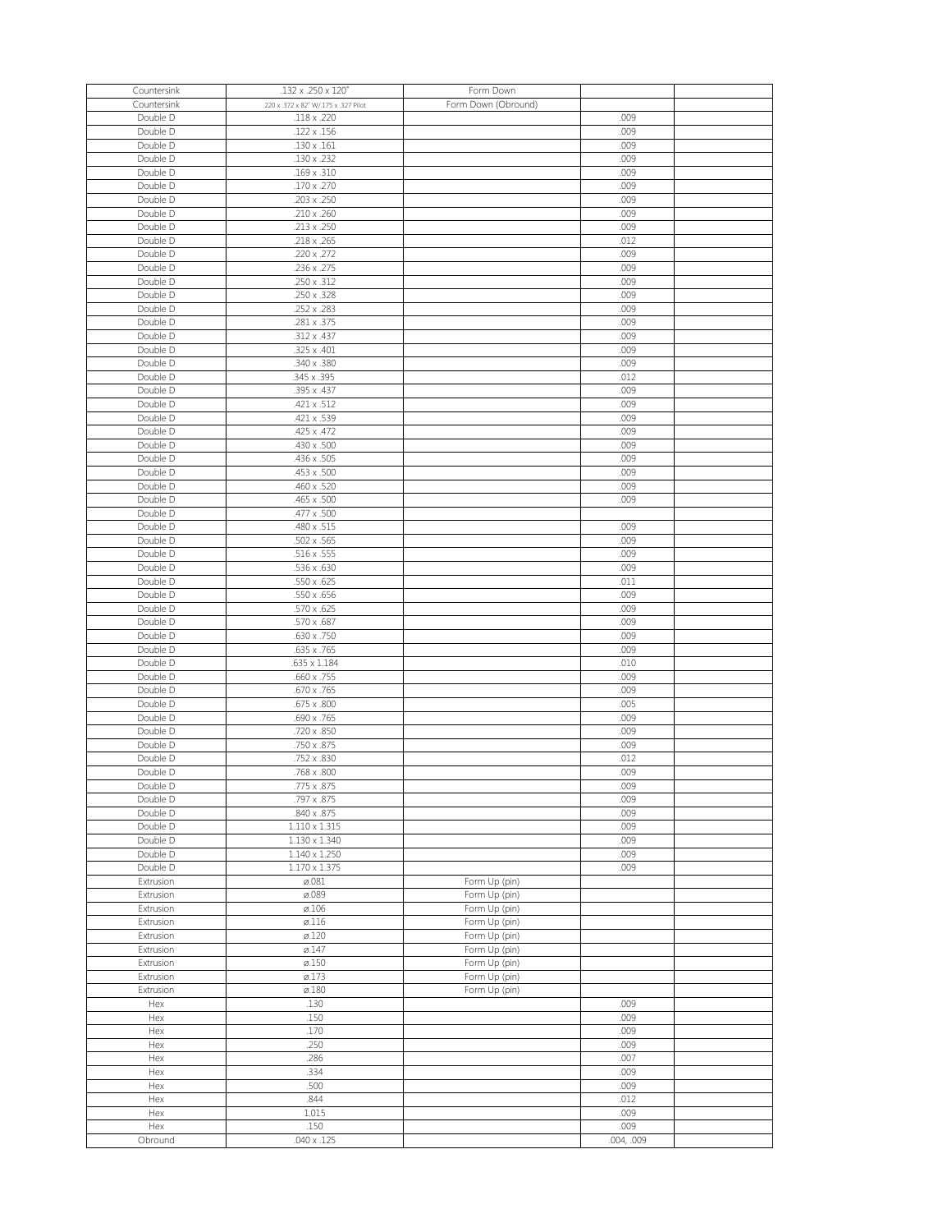| Countersink | .132 x .250 x 120˚ | Form Down | | |
|---|---|---|---|---|
| Countersink | .220 x .372 x 82˚ W/.175 x .327 Pilot | Form Down (Obround) | | |
| Double D | .118 x .220 | | .009 | |
| Double D | .122 x .156 | | .009 | |
| Double D | .130 x .161 | | .009 | |
| Double D | .130 x .232 | | .009 | |
| Double D | .169 x .310 | | .009 | |
| Double D | .170 x .270 | | .009 | |
| Double D | .203 x .250 | | .009 | |
| Double D | .210 x .260 | | .009 | |
| Double D | .213 x .250 | | .009 | |
| Double D | .218 x .265 | | .012 | |
| Double D | .220 x .272 | | .009 | |
| Double D | .236 x .275 | | .009 | |
| Double D | .250 x .312 | | .009 | |
| Double D | .250 x .328 | | .009 | |
| Double D | .252 x .283 | | .009 | |
| Double D | .281 x .375 | | .009 | |
| Double D | .312 x .437 | | .009 | |
| Double D | .325 x .401 | | .009 | |
| Double D | .340 x .380 | | .009 | |
| Double D | .345 x .395 | | .012 | |
| Double D | .395 x .437 | | .009 | |
| Double D | .421 x .512 | | .009 | |
| Double D | .421 x .539 | | .009 | |
| Double D | .425 x .472 | | .009 | |
| Double D | .430 x .500 | | .009 | |
| Double D | .436 x .505 | | .009 | |
| Double D | .453 x .500 | | .009 | |
| Double D | .460 x .520 | | .009 | |
| Double D | .465 x .500 | | .009 | |
| Double D | .477 x .500 | | | |
| Double D | .480 x .515 | | .009 | |
| Double D | .502 x .565 | | .009 | |
| Double D | .516 x .555 | | .009 | |
| Double D | .536 x .630 | | .009 | |
| Double D | .550 x .625 | | .011 | |
| Double D | .550 x .656 | | .009 | |
| Double D | .570 x .625 | | .009 | |
| Double D | .570 x .687 | | .009 | |
| Double D | .630 x .750 | | .009 | |
| Double D | .635 x .765 | | .009 | |
| Double D | .635 x 1.184 | | .010 | |
| Double D | .660 x .755 | | .009 | |
| Double D | .670 x .765 | | .009 | |
| Double D | .675 x .800 | | .005 | |
| Double D | .690 x .765 | | .009 | |
| Double D | .720 x .850 | | .009 | |
| Double D | .750 x .875 | | .009 | |
| Double D | .752 x .830 | | .012 | |
| Double D | .768 x .800 | | .009 | |
| Double D | .775 x .875 | | .009 | |
| Double D | .797 x .875 | | .009 | |
| Double D | .840 x .875 | | .009 | |
| Double D | 1.110 x 1.315 | | .009 | |
| Double D | 1.130 x 1.340 | | .009 | |
| Double D | 1.140 x 1.250 | | .009 | |
| Double D | 1.170 x 1.375 | | .009 | |
| Extrusion | ø.081 | Form Up (pin) | | |
| Extrusion | ø.089 | Form Up (pin) | | |
| Extrusion | ø.106 | Form Up (pin) | | |
| Extrusion | ø.116 | Form Up (pin) | | |
| Extrusion | ø.120 | Form Up (pin) | | |
| Extrusion | ø.147 | Form Up (pin) | | |
| Extrusion | ø.150 | Form Up (pin) | | |
| Extrusion | ø.173 | Form Up (pin) | | |
| Extrusion | ø.180 | Form Up (pin) | | |
| Hex | .130 | | .009 | |
| Hex | .150 | | .009 | |
| Hex | .170 | | .009 | |
| Hex | .250 | | .009 | |
| Hex | .286 | | .007 | |
| Hex | .334 | | .009 | |
| Hex | .500 | | .009 | |
| Hex | .844 | | .012 | |
| Hex | 1.015 | | .009 | |
| Hex | .150 | | .009 | |
| Obround | .040 x .125 | | .004, .009 | |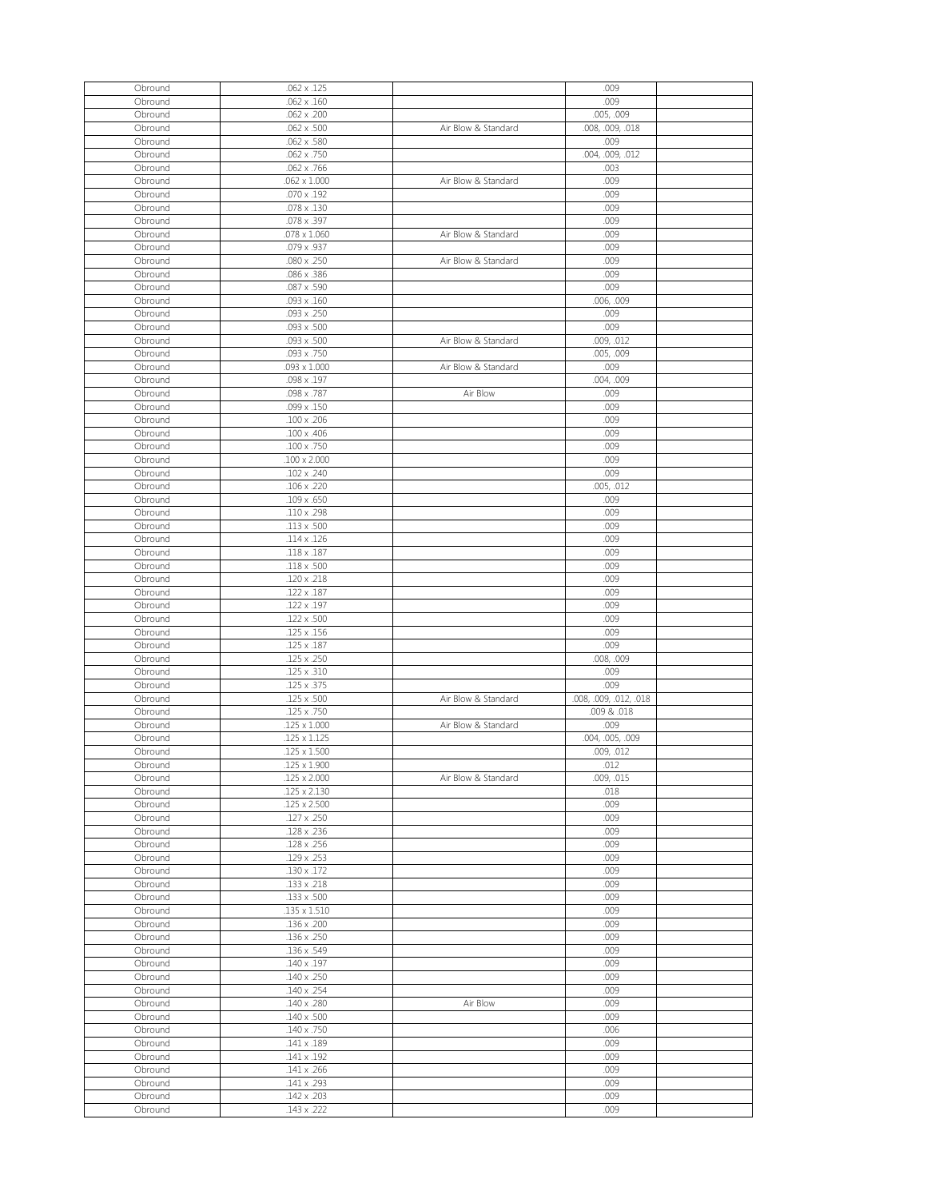| Obround | .062 x .125 | | .009 | |
|---|---|---|---|---|
| Obround | .062 x .160 | | .009 | |
| Obround | .062 x .200 | | .005, .009 | |
| Obround | .062 x .500 | Air Blow & Standard | .008, .009, .018 | |
| Obround | .062 x .580 | | .009 | |
| Obround | .062 x .750 | | .004, .009, .012 | |
| Obround | .062 x .766 | | .003 | |
| Obround | .062 x 1.000 | Air Blow & Standard | .009 | |
| Obround | .070 x .192 | | .009 | |
| Obround | .078 x .130 | | .009 | |
| Obround | .078 x .397 | | .009 | |
| Obround | .078 x 1.060 | Air Blow & Standard | .009 | |
| Obround | .079 x .937 | | .009 | |
| Obround | .080 x .250 | Air Blow & Standard | .009 | |
| Obround | .086 x .386 | | .009 | |
| Obround | .087 x .590 | | .009 | |
| Obround | .093 x .160 | | .006, .009 | |
| Obround | .093 x .250 | | .009 | |
| Obround | .093 x .500 | | .009 | |
| Obround | .093 x .500 | Air Blow & Standard | .009, .012 | |
| Obround | .093 x .750 | | .005, .009 | |
| Obround | .093 x 1.000 | Air Blow & Standard | .009 | |
| Obround | .098 x .197 | | .004, .009 | |
| Obround | .098 x .787 | Air Blow | .009 | |
| Obround | .099 x .150 | | .009 | |
| Obround | .100 x .206 | | .009 | |
| Obround | .100 x .406 | | .009 | |
| Obround | .100 x .750 | | .009 | |
| Obround | .100 x 2.000 | | .009 | |
| Obround | .102 x .240 | | .009 | |
| Obround | .106 x .220 | | .005, .012 | |
| Obround | .109 x .650 | | .009 | |
| Obround | .110 x .298 | | .009 | |
| Obround | .113 x .500 | | .009 | |
| Obround | .114 x .126 | | .009 | |
| Obround | .118 x .187 | | .009 | |
| Obround | .118 x .500 | | .009 | |
| Obround | .120 x .218 | | .009 | |
| Obround | .122 x .187 | | .009 | |
| Obround | .122 x .197 | | .009 | |
| Obround | .122 x .500 | | .009 | |
| Obround | .125 x .156 | | .009 | |
| Obround | .125 x .187 | | .009 | |
| Obround | .125 x .250 | | .008, .009 | |
| Obround | .125 x .310 | | .009 | |
| Obround | .125 x .375 | | .009 | |
| Obround | .125 x .500 | Air Blow & Standard | .008, .009, .012, .018 | |
| Obround | .125 x .750 | | .009 & .018 | |
| Obround | .125 x 1.000 | Air Blow & Standard | .009 | |
| Obround | .125 x 1.125 | | .004, .005, .009 | |
| Obround | .125 x 1.500 | | .009, .012 | |
| Obround | .125 x 1.900 | | .012 | |
| Obround | .125 x 2.000 | Air Blow & Standard | .009, .015 | |
| Obround | .125 x 2.130 | | .018 | |
| Obround | .125 x 2.500 | | .009 | |
| Obround | .127 x .250 | | .009 | |
| Obround | .128 x .236 | | .009 | |
| Obround | .128 x .256 | | .009 | |
| Obround | .129 x .253 | | .009 | |
| Obround | .130 x .172 | | .009 | |
| Obround | .133 x .218 | | .009 | |
| Obround | .133 x .500 | | .009 | |
| Obround | .135 x 1.510 | | .009 | |
| Obround | .136 x .200 | | .009 | |
| Obround | .136 x .250 | | .009 | |
| Obround | .136 x .549 | | .009 | |
| Obround | .140 x .197 | | .009 | |
| Obround | .140 x .250 | | .009 | |
| Obround | .140 x .254 | | .009 | |
| Obround | .140 x .280 | Air Blow | .009 | |
| Obround | .140 x .500 | | .009 | |
| Obround | .140 x .750 | | .006 | |
| Obround | .141 x .189 | | .009 | |
| Obround | .141 x .192 | | .009 | |
| Obround | .141 x .266 | | .009 | |
| Obround | .141 x .293 | | .009 | |
| Obround | .142 x .203 | | .009 | |
| Obround | .143 x .222 | | .009 | |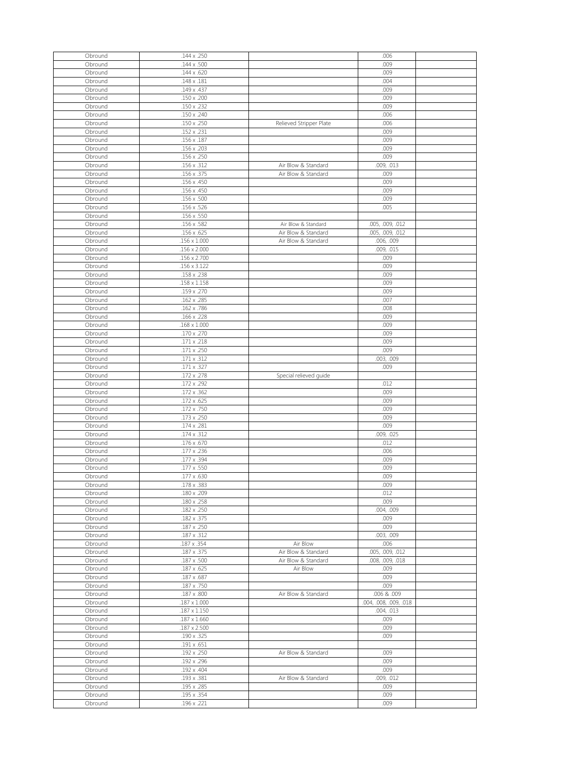| | | | | |
|---|---|---|---|---|
| Obround | .144 x .250 | | .006 | |
| Obround | .144 x .500 | | .009 | |
| Obround | .144 x .620 | | .009 | |
| Obround | .148 x .181 | | .004 | |
| Obround | .149 x .437 | | .009 | |
| Obround | .150 x .200 | | .009 | |
| Obround | .150 x .232 | | .009 | |
| Obround | .150 x .240 | | .006 | |
| Obround | .150 x .250 | Relieved Stripper Plate | .006 | |
| Obround | .152 x .231 | | .009 | |
| Obround | .156 x .187 | | .009 | |
| Obround | .156 x .203 | | .009 | |
| Obround | .156 x .250 | | .009 | |
| Obround | .156 x .312 | Air Blow & Standard | .009, .013 | |
| Obround | .156 x .375 | Air Blow & Standard | .009 | |
| Obround | .156 x .450 | | .009 | |
| Obround | .156 x .450 | | .009 | |
| Obround | .156 x .500 | | .009 | |
| Obround | .156 x .526 | | .005 | |
| Obround | .156 x .550 | | | |
| Obround | .156 x .582 | Air Blow & Standard | .005, .009, .012 | |
| Obround | .156 x .625 | Air Blow & Standard | .005, .009, .012 | |
| Obround | .156 x 1.000 | Air Blow & Standard | .006, .009 | |
| Obround | .156 x 2.000 | | .009, .015 | |
| Obround | .156 x 2.700 | | .009 | |
| Obround | .156 x 3.122 | | .009 | |
| Obround | .158 x .238 | | .009 | |
| Obround | .158 x 1.158 | | .009 | |
| Obround | .159 x .270 | | .009 | |
| Obround | .162 x .285 | | .007 | |
| Obround | .162 x .786 | | .008 | |
| Obround | .166 x .228 | | .009 | |
| Obround | .168 x 1.000 | | .009 | |
| Obround | .170 x .270 | | .009 | |
| Obround | .171 x .218 | | .009 | |
| Obround | .171 x .250 | | .009 | |
| Obround | .171 x .312 | | .003, .009 | |
| Obround | .171 x .327 | | .009 | |
| Obround | .172 x .278 | Special relieved guide | | |
| Obround | .172 x .292 | | .012 | |
| Obround | .172 x .362 | | .009 | |
| Obround | .172 x .625 | | .009 | |
| Obround | .172 x .750 | | .009 | |
| Obround | .173 x .250 | | .009 | |
| Obround | .174 x .281 | | .009 | |
| Obround | .174 x .312 | | .009, .025 | |
| Obround | .176 x .670 | | .012 | |
| Obround | .177 x .236 | | .006 | |
| Obround | .177 x .394 | | .009 | |
| Obround | .177 x .550 | | .009 | |
| Obround | .177 x .630 | | .009 | |
| Obround | .178 x .383 | | .009 | |
| Obround | .180 x .209 | | .012 | |
| Obround | .180 x .258 | | .009 | |
| Obround | .182 x .250 | | .004, .009 | |
| Obround | .182 x .375 | | .009 | |
| Obround | .187 x .250 | | .009 | |
| Obround | .187 x .312 | | .003, .009 | |
| Obround | .187 x .354 | Air Blow | .006 | |
| Obround | .187 x .375 | Air Blow & Standard | .005, .009, .012 | |
| Obround | .187 x .500 | Air Blow & Standard | .008, .009, .018 | |
| Obround | .187 x .625 | Air Blow | .009 | |
| Obround | .187 x .687 | | .009 | |
| Obround | .187 x .750 | | .009 | |
| Obround | .187 x .800 | Air Blow & Standard | .006 & .009 | |
| Obround | .187 x 1.000 | | .004, .008, .009, .018 | |
| Obround | .187 x 1.150 | | .004, .013 | |
| Obround | .187 x 1.660 | | .009 | |
| Obround | .187 x 2.500 | | .009 | |
| Obround | .190 x .325 | | .009 | |
| Obround | .191 x .651 | | | |
| Obround | .192 x .250 | Air Blow & Standard | .009 | |
| Obround | .192 x .296 | | .009 | |
| Obround | .192 x .404 | | .009 | |
| Obround | .193 x .381 | Air Blow & Standard | .009, .012 | |
| Obround | .195 x .285 | | .009 | |
| Obround | .195 x .354 | | .009 | |
| Obround | .196 x .221 | | .009 | |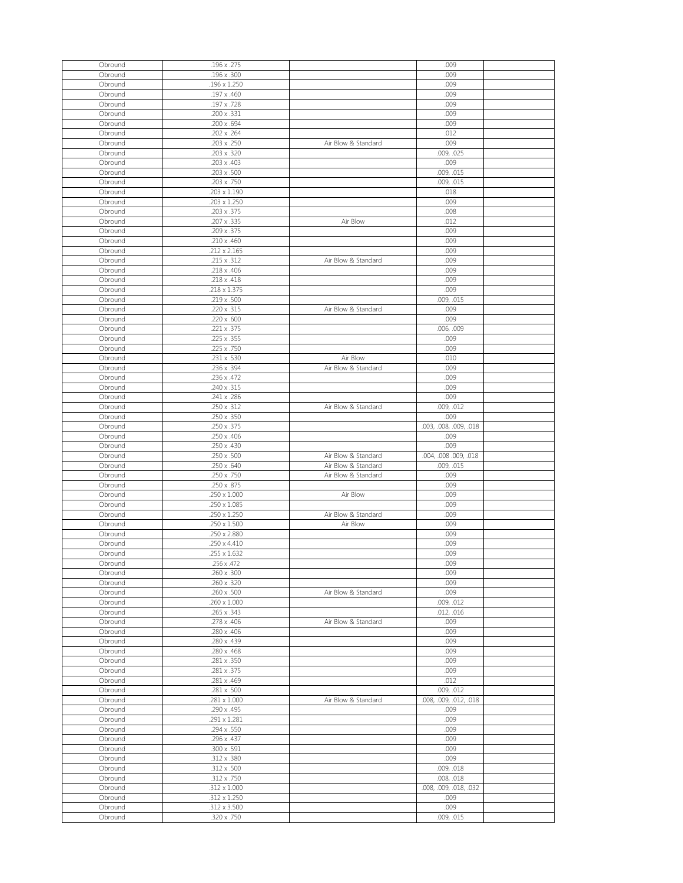| Obround | .196 x .275 | | .009 | |
|---|---|---|---|---|
| Obround | .196 x .300 | | .009 | |
| Obround | .196 x 1.250 | | .009 | |
| Obround | .197 x .460 | | .009 | |
| Obround | .197 x .728 | | .009 | |
| Obround | .200 x .331 | | .009 | |
| Obround | .200 x .694 | | .009 | |
| Obround | .202 x .264 | | .012 | |
| Obround | .203 x .250 | Air Blow & Standard | .009 | |
| Obround | .203 x .320 | | .009, .025 | |
| Obround | .203 x .403 | | .009 | |
| Obround | .203 x .500 | | .009, .015 | |
| Obround | .203 x .750 | | .009, .015 | |
| Obround | .203 x 1.190 | | .018 | |
| Obround | .203 x 1.250 | | .009 | |
| Obround | .203 x .375 | | .008 | |
| Obround | .207 x .335 | Air Blow | .012 | |
| Obround | .209 x .375 | | .009 | |
| Obround | .210 x .460 | | .009 | |
| Obround | .212 x 2.165 | | .009 | |
| Obround | .215 x .312 | Air Blow & Standard | .009 | |
| Obround | .218 x .406 | | .009 | |
| Obround | .218 x .418 | | .009 | |
| Obround | .218 x 1.375 | | .009 | |
| Obround | .219 x .500 | | .009, .015 | |
| Obround | .220 x .315 | Air Blow & Standard | .009 | |
| Obround | .220 x .600 | | .009 | |
| Obround | .221 x .375 | | .006, .009 | |
| Obround | .225 x .355 | | .009 | |
| Obround | .225 x .750 | | .009 | |
| Obround | .231 x .530 | Air Blow | .010 | |
| Obround | .236 x .394 | Air Blow & Standard | .009 | |
| Obround | .236 x .472 | | .009 | |
| Obround | .240 x .315 | | .009 | |
| Obround | .241 x .286 | | .009 | |
| Obround | .250 x .312 | Air Blow & Standard | .009, .012 | |
| Obround | .250 x .350 | | .009 | |
| Obround | .250 x .375 | | .003, .008, .009, .018 | |
| Obround | .250 x .406 | | .009 | |
| Obround | .250 x .430 | | .009 | |
| Obround | .250 x .500 | Air Blow & Standard | .004, .008 .009, .018 | |
| Obround | .250 x .640 | Air Blow & Standard | .009, .015 | |
| Obround | .250 x .750 | Air Blow & Standard | .009 | |
| Obround | .250 x .875 | | .009 | |
| Obround | .250 x 1.000 | Air Blow | .009 | |
| Obround | .250 x 1.085 | | .009 | |
| Obround | .250 x 1.250 | Air Blow & Standard | .009 | |
| Obround | .250 x 1.500 | Air Blow | .009 | |
| Obround | .250 x 2.880 | | .009 | |
| Obround | .250 x 4.410 | | .009 | |
| Obround | .255 x 1.632 | | .009 | |
| Obround | .256 x .472 | | .009 | |
| Obround | .260 x .300 | | .009 | |
| Obround | .260 x .320 | | .009 | |
| Obround | .260 x .500 | Air Blow & Standard | .009 | |
| Obround | .260 x 1.000 | | .009, .012 | |
| Obround | .265 x .343 | | .012, .016 | |
| Obround | .278 x .406 | Air Blow & Standard | .009 | |
| Obround | .280 x .406 | | .009 | |
| Obround | .280 x .439 | | .009 | |
| Obround | .280 x .468 | | .009 | |
| Obround | .281 x .350 | | .009 | |
| Obround | .281 x .375 | | .009 | |
| Obround | .281 x .469 | | .012 | |
| Obround | .281 x .500 | | .009, .012 | |
| Obround | .281 x 1.000 | Air Blow & Standard | .008, .009, .012, .018 | |
| Obround | .290 x .495 | | .009 | |
| Obround | .291 x 1.281 | | .009 | |
| Obround | .294 x .550 | | .009 | |
| Obround | .296 x .437 | | .009 | |
| Obround | .300 x .591 | | .009 | |
| Obround | .312 x .380 | | .009 | |
| Obround | .312 x .500 | | .009, .018 | |
| Obround | .312 x .750 | | .008, .018 | |
| Obround | .312 x 1.000 | | .008, .009, .018, .032 | |
| Obround | .312 x 1.250 | | .009 | |
| Obround | .312 x 3.500 | | .009 | |
| Obround | .320 x .750 | | .009, .015 | |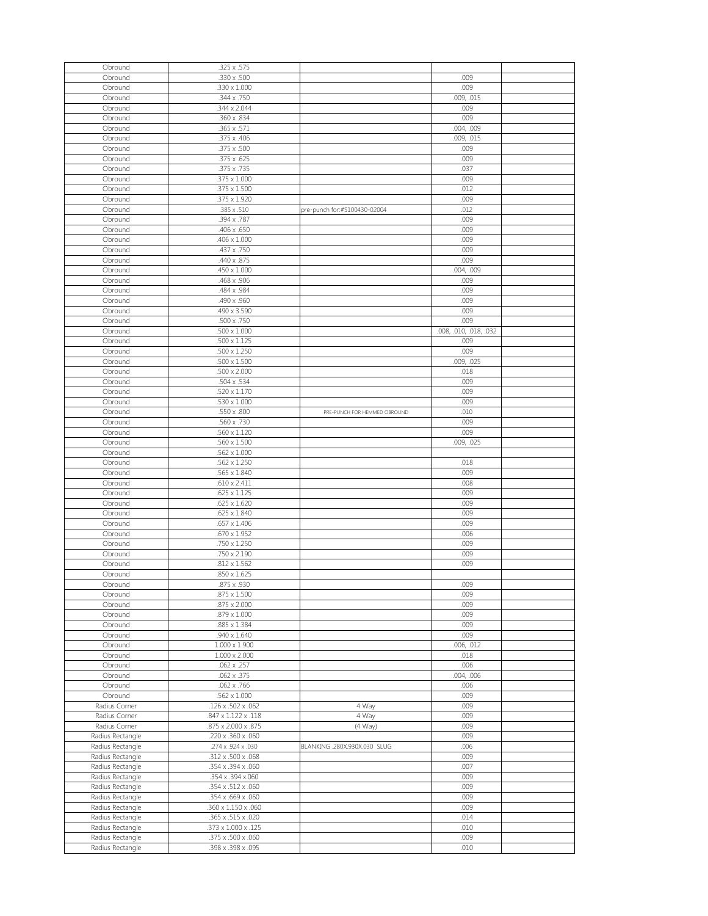| Obround | .325 x .575 | | | |
|---|---|---|---|---|
| Obround | .330 x .500 | | .009 | |
| Obround | .330 x 1.000 | | .009 | |
| Obround | .344 x .750 | | .009, .015 | |
| Obround | .344 x 2.044 | | .009 | |
| Obround | .360 x .834 | | .009 | |
| Obround | .365 x .571 | | .004, .009 | |
| Obround | .375 x .406 | | .009, .015 | |
| Obround | .375 x .500 | | .009 | |
| Obround | .375 x .625 | | .009 | |
| Obround | .375 x .735 | | .037 | |
| Obround | .375 x 1.000 | | .009 | |
| Obround | .375 x 1.500 | | .012 | |
| Obround | .375 x 1.920 | | .009 | |
| Obround | .385 x .510 | pre-punch for:#S100430-02004 | .012 | |
| Obround | .394 x .787 | | .009 | |
| Obround | .406 x .650 | | .009 | |
| Obround | .406 x 1.000 | | .009 | |
| Obround | .437 x .750 | | .009 | |
| Obround | .440 x .875 | | .009 | |
| Obround | .450 x 1.000 | | .004, .009 | |
| Obround | .468 x .906 | | .009 | |
| Obround | .484 x .984 | | .009 | |
| Obround | .490 x .960 | | .009 | |
| Obround | .490 x 3.590 | | .009 | |
| Obround | .500 x .750 | | .009 | |
| Obround | .500 x 1.000 | | .008, .010, .018, .032 | |
| Obround | .500 x 1.125 | | .009 | |
| Obround | .500 x 1.250 | | .009 | |
| Obround | .500 x 1.500 | | .009, .025 | |
| Obround | .500 x 2.000 | | .018 | |
| Obround | .504 x .534 | | .009 | |
| Obround | .520 x 1.170 | | .009 | |
| Obround | .530 x 1.000 | | .009 | |
| Obround | .550 x .800 | PRE-PUNCH FOR HEMMED OBROUND | .010 | |
| Obround | .560 x .730 | | .009 | |
| Obround | .560 x 1.120 | | .009 | |
| Obround | .560 x 1.500 | | .009, .025 | |
| Obround | .562 x 1.000 | | | |
| Obround | .562 x 1.250 | | .018 | |
| Obround | .565 x 1.840 | | .009 | |
| Obround | .610 x 2.411 | | .008 | |
| Obround | .625 x 1.125 | | .009 | |
| Obround | .625 x 1.620 | | .009 | |
| Obround | .625 x 1.840 | | .009 | |
| Obround | .657 x 1.406 | | .009 | |
| Obround | .670 x 1.952 | | .006 | |
| Obround | .750 x 1.250 | | .009 | |
| Obround | .750 x 2.190 | | .009 | |
| Obround | .812 x 1.562 | | .009 | |
| Obround | .850 x 1.625 | | | |
| Obround | .875 x .930 | | .009 | |
| Obround | .875 x 1.500 | | .009 | |
| Obround | .875 x 2.000 | | .009 | |
| Obround | .879 x 1.000 | | .009 | |
| Obround | .885 x 1.384 | | .009 | |
| Obround | .940 x 1.640 | | .009 | |
| Obround | 1.000 x 1.900 | | .006, .012 | |
| Obround | 1.000 x 2.000 | | .018 | |
| Obround | .062 x .257 | | .006 | |
| Obround | .062 x .375 | | .004, .006 | |
| Obround | .062 x .766 | | .006 | |
| Obround | .562 x 1.000 | | .009 | |
| Radius Corner | .126 x .502 x .062 | 4 Way | .009 | |
| Radius Corner | .847 x 1.122 x .118 | 4 Way | .009 | |
| Radius Corner | .875 x 2.000 x .875 | (4 Way) | .009 | |
| Radius Rectangle | .220 x .360 x .060 | | .009 | |
| Radius Rectangle | .274 x .924 x .030 | BLANKING .280X.930X.030 SLUG | .006 | |
| Radius Rectangle | .312 x .500 x .068 | | .009 | |
| Radius Rectangle | .354 x .394 x .060 | | .007 | |
| Radius Rectangle | .354 x .394 x.060 | | .009 | |
| Radius Rectangle | .354 x .512 x .060 | | .009 | |
| Radius Rectangle | .354 x .669 x .060 | | .009 | |
| Radius Rectangle | .360 x 1.150 x .060 | | .009 | |
| Radius Rectangle | .365 x .515 x .020 | | .014 | |
| Radius Rectangle | .373 x 1.000 x .125 | | .010 | |
| Radius Rectangle | .375 x .500 x .060 | | .009 | |
| Radius Rectangle | .398 x .398 x .095 | | .010 | |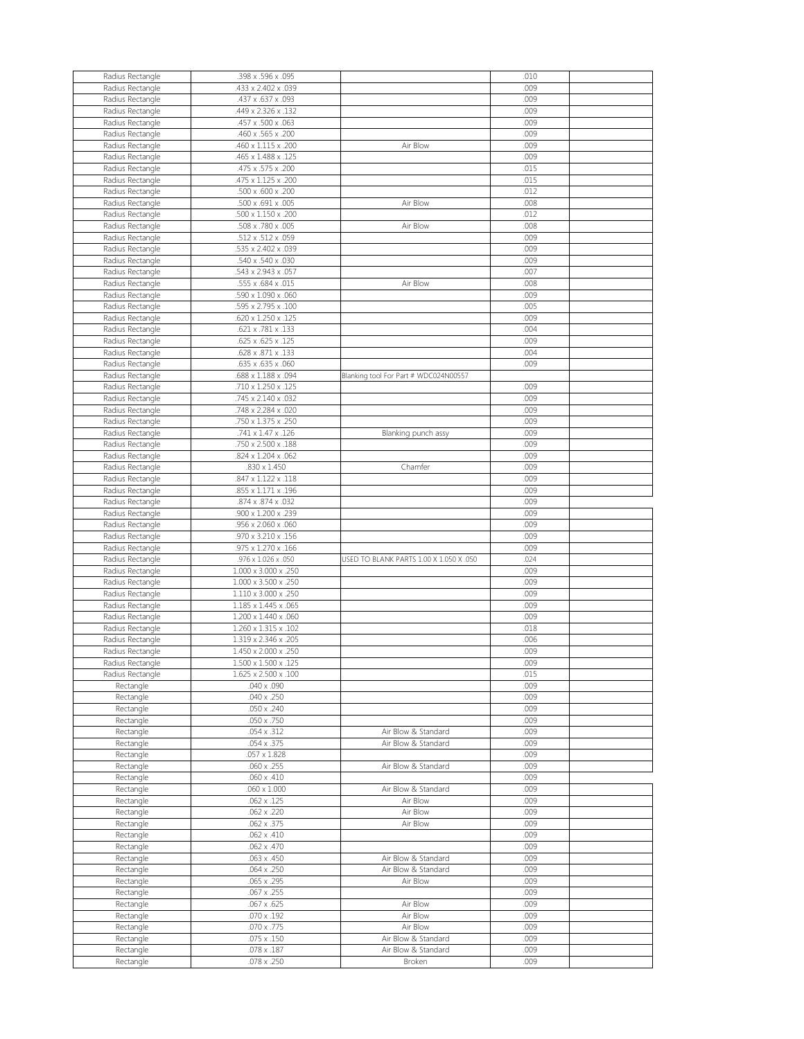| | | | | |
|---|---|---|---|---|
| Radius Rectangle | .398 x .596 x .095 | | .010 | |
| Radius Rectangle | .433 x 2.402 x .039 | | .009 | |
| Radius Rectangle | .437 x .637 x .093 | | .009 | |
| Radius Rectangle | .449 x 2.326 x .132 | | .009 | |
| Radius Rectangle | .457 x .500 x .063 | | .009 | |
| Radius Rectangle | .460 x .565 x .200 | | .009 | |
| Radius Rectangle | .460 x 1.115 x .200 | Air Blow | .009 | |
| Radius Rectangle | .465 x 1.488 x .125 | | .009 | |
| Radius Rectangle | .475 x .575 x .200 | | .015 | |
| Radius Rectangle | .475 x 1.125 x .200 | | .015 | |
| Radius Rectangle | .500 x .600 x .200 | | .012 | |
| Radius Rectangle | .500 x .691 x .005 | Air Blow | .008 | |
| Radius Rectangle | .500 x 1.150 x .200 | | .012 | |
| Radius Rectangle | .508 x .780 x .005 | Air Blow | .008 | |
| Radius Rectangle | .512 x .512 x .059 | | .009 | |
| Radius Rectangle | .535 x 2.402 x .039 | | .009 | |
| Radius Rectangle | .540 x .540 x .030 | | .009 | |
| Radius Rectangle | .543 x 2.943 x .057 | | .007 | |
| Radius Rectangle | .555 x .684 x .015 | Air Blow | .008 | |
| Radius Rectangle | .590 x 1.090 x .060 | | .009 | |
| Radius Rectangle | .595 x 2.795 x .100 | | .005 | |
| Radius Rectangle | .620 x 1.250 x .125 | | .009 | |
| Radius Rectangle | .621 x .781 x .133 | | .004 | |
| Radius Rectangle | .625 x .625 x .125 | | .009 | |
| Radius Rectangle | .628 x .871 x .133 | | .004 | |
| Radius Rectangle | .635 x .635 x .060 | | .009 | |
| Radius Rectangle | .688 x 1.188 x .094 | Blanking tool For Part # WDC024N00557 | | |
| Radius Rectangle | .710 x 1.250 x .125 | | .009 | |
| Radius Rectangle | .745 x 2.140 x .032 | | .009 | |
| Radius Rectangle | .748 x 2.284 x .020 | | .009 | |
| Radius Rectangle | .750 x 1.375 x .250 | | .009 | |
| Radius Rectangle | .741 x 1.47 x .126 | Blanking punch assy | .009 | |
| Radius Rectangle | .750 x 2.500 x .188 | | .009 | |
| Radius Rectangle | .824 x 1.204 x .062 | | .009 | |
| Radius Rectangle | .830 x 1.450 | Chamfer | .009 | |
| Radius Rectangle | .847 x 1.122 x .118 | | .009 | |
| Radius Rectangle | .855 x 1.171 x .196 | | .009 | |
| Radius Rectangle | .874 x .874 x .032 | | .009 | |
| Radius Rectangle | .900 x 1.200 x .239 | | .009 | |
| Radius Rectangle | .956 x 2.060 x .060 | | .009 | |
| Radius Rectangle | .970 x 3.210 x .156 | | .009 | |
| Radius Rectangle | .975 x 1.270 x .166 | | .009 | |
| Radius Rectangle | .976 x 1.026 x .050 | USED TO BLANK PARTS 1.00 X 1.050 X .050 | .024 | |
| Radius Rectangle | 1.000 x 3.000 x .250 | | .009 | |
| Radius Rectangle | 1.000 x 3.500 x .250 | | .009 | |
| Radius Rectangle | 1.110 x 3.000 x .250 | | .009 | |
| Radius Rectangle | 1.185 x 1.445 x .065 | | .009 | |
| Radius Rectangle | 1.200 x 1.440 x .060 | | .009 | |
| Radius Rectangle | 1.260 x 1.315 x .102 | | .018 | |
| Radius Rectangle | 1.319 x 2.346 x .205 | | .006 | |
| Radius Rectangle | 1.450 x 2.000 x .250 | | .009 | |
| Radius Rectangle | 1.500 x 1.500 x .125 | | .009 | |
| Radius Rectangle | 1.625 x 2.500 x .100 | | .015 | |
| Rectangle | .040 x .090 | | .009 | |
| Rectangle | .040 x .250 | | .009 | |
| Rectangle | .050 x .240 | | .009 | |
| Rectangle | .050 x .750 | | .009 | |
| Rectangle | .054 x .312 | Air Blow & Standard | .009 | |
| Rectangle | .054 x .375 | Air Blow & Standard | .009 | |
| Rectangle | .057 x 1.828 | | .009 | |
| Rectangle | .060 x .255 | Air Blow & Standard | .009 | |
| Rectangle | .060 x .410 | | .009 | |
| Rectangle | .060 x 1.000 | Air Blow & Standard | .009 | |
| Rectangle | .062 x .125 | Air Blow | .009 | |
| Rectangle | .062 x .220 | Air Blow | .009 | |
| Rectangle | .062 x .375 | Air Blow | .009 | |
| Rectangle | .062 x .410 | | .009 | |
| Rectangle | .062 x .470 | | .009 | |
| Rectangle | .063 x .450 | Air Blow & Standard | .009 | |
| Rectangle | .064 x .250 | Air Blow & Standard | .009 | |
| Rectangle | .065 x .295 | Air Blow | .009 | |
| Rectangle | .067 x .255 | | .009 | |
| Rectangle | .067 x .625 | Air Blow | .009 | |
| Rectangle | .070 x .192 | Air Blow | .009 | |
| Rectangle | .070 x .775 | Air Blow | .009 | |
| Rectangle | .075 x .150 | Air Blow & Standard | .009 | |
| Rectangle | .078 x .187 | Air Blow & Standard | .009 | |
| Rectangle | .078 x .250 | Broken | .009 | |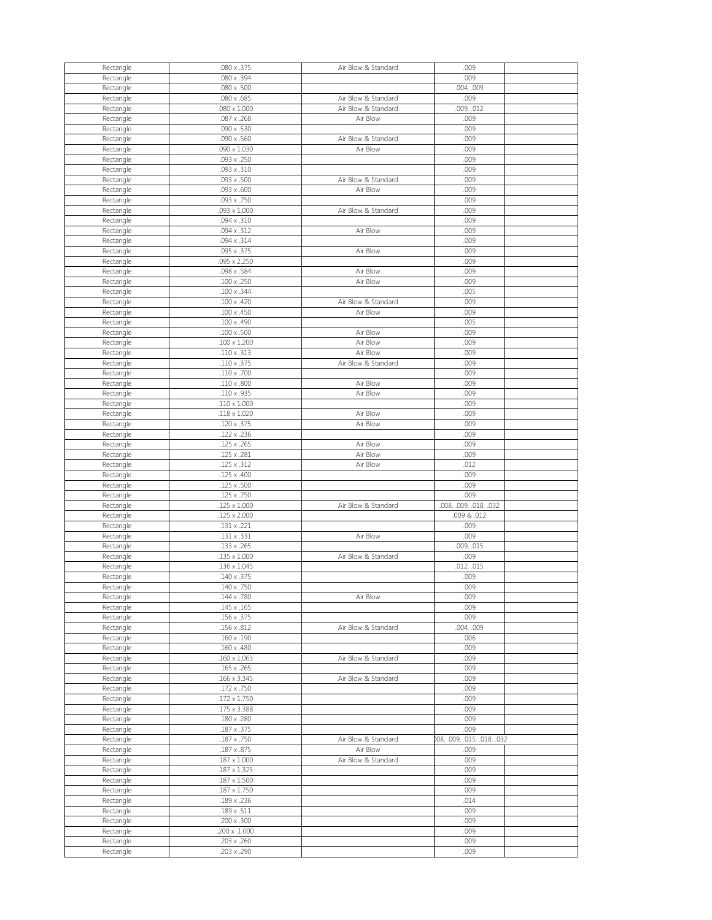| | | | | |
|---|---|---|---|---|
| Rectangle | .080 x .375 | Air Blow & Standard | .009 | |
| Rectangle | .080 x .394 | | .009 | |
| Rectangle | .080 x .500 | | .004, .009 | |
| Rectangle | .080 x .685 | Air Blow & Standard | .009 | |
| Rectangle | .080 x 1.000 | Air Blow & Standard | .009, .012 | |
| Rectangle | .087 x .268 | Air Blow | .009 | |
| Rectangle | .090 x .530 | | .009 | |
| Rectangle | .090 x .560 | Air Blow & Standard | .009 | |
| Rectangle | .090 x 1.030 | Air Blow | .009 | |
| Rectangle | .093 x .250 | | .009 | |
| Rectangle | .093 x .310 | | .009 | |
| Rectangle | .093 x .500 | Air Blow & Standard | .009 | |
| Rectangle | .093 x .600 | Air Blow | .009 | |
| Rectangle | .093 x .750 | | .009 | |
| Rectangle | .093 x 1.000 | Air Blow & Standard | .009 | |
| Rectangle | .094 x .310 | | .009 | |
| Rectangle | .094 x .312 | Air Blow | .009 | |
| Rectangle | .094 x .314 | | .009 | |
| Rectangle | .095 x .375 | Air Blow | .009 | |
| Rectangle | .095 x 2.250 | | .009 | |
| Rectangle | .098 x .584 | Air Blow | .009 | |
| Rectangle | .100 x .250 | Air Blow | .009 | |
| Rectangle | .100 x .344 | | .005 | |
| Rectangle | .100 x .420 | Air Blow & Standard | .009 | |
| Rectangle | .100 x .450 | Air Blow | .009 | |
| Rectangle | .100 x .490 | | .005 | |
| Rectangle | .100 x .500 | Air Blow | .009 | |
| Rectangle | .100 x 1.200 | Air Blow | .009 | |
| Rectangle | .110 x .313 | Air Blow | .009 | |
| Rectangle | .110 x .375 | Air Blow & Standard | .009 | |
| Rectangle | .110 x .700 | | .009 | |
| Rectangle | .110 x .800 | Air Blow | .009 | |
| Rectangle | .110 x .935 | Air Blow | .009 | |
| Rectangle | .110 x 1.000 | | .009 | |
| Rectangle | .118 x 1.020 | Air Blow | .009 | |
| Rectangle | .120 x .375 | Air Blow | .009 | |
| Rectangle | .122 x .236 | | .009 | |
| Rectangle | .125 x .265 | Air Blow | .009 | |
| Rectangle | .125 x .281 | Air Blow | .009 | |
| Rectangle | .125 x .312 | Air Blow | .012 | |
| Rectangle | .125 x .400 | | .009 | |
| Rectangle | .125 x .500 | | .009 | |
| Rectangle | .125 x .750 | | .009 | |
| Rectangle | .125 x 1.000 | Air Blow & Standard | .008, .009, .018, .032 | |
| Rectangle | .125 x 2.000 | | .009 & .012 | |
| Rectangle | .131 x .221 | | .009 | |
| Rectangle | .131 x .331 | Air Blow | .009 | |
| Rectangle | .133 x .265 | | .009, .015 | |
| Rectangle | .135 x 1.000 | Air Blow & Standard | .009 | |
| Rectangle | .136 x 1.045 | | .012, .015 | |
| Rectangle | .140 x .375 | | .009 | |
| Rectangle | .140 x .750 | | .009 | |
| Rectangle | .144 x .780 | Air Blow | .009 | |
| Rectangle | .145 x .165 | | .009 | |
| Rectangle | .156 x .375 | | .009 | |
| Rectangle | .156 x .812 | Air Blow & Standard | .004, .009 | |
| Rectangle | .160 x .190 | | .006 | |
| Rectangle | .160 x .480 | | .009 | |
| Rectangle | .160 x 1.063 | Air Blow & Standard | .009 | |
| Rectangle | .165 x .265 | | .009 | |
| Rectangle | .166 x 3.345 | Air Blow & Standard | .009 | |
| Rectangle | .172 x .750 | | .009 | |
| Rectangle | .172 x 1.750 | | .009 | |
| Rectangle | .175 x 3.388 | | .009 | |
| Rectangle | .180 x .280 | | .009 | |
| Rectangle | .187 x .375 | | .009 | |
| Rectangle | .187 x .750 | Air Blow & Standard | )08, .009, .015, .018, .032 | |
| Rectangle | .187 x .875 | Air Blow | .009 | |
| Rectangle | .187 x 1.000 | Air Blow & Standard | .009 | |
| Rectangle | .187 x 1.325 | | .009 | |
| Rectangle | .187 x 1.500 | | .009 | |
| Rectangle | .187 x 1.750 | | .009 | |
| Rectangle | .189 x .236 | | .014 | |
| Rectangle | .189 x .511 | | .009 | |
| Rectangle | .200 x .300 | | .009 | |
| Rectangle | .200 x 1.000 | | .009 | |
| Rectangle | .203 x .260 | | .009 | |
| Rectangle | .203 x .290 | | .009 | |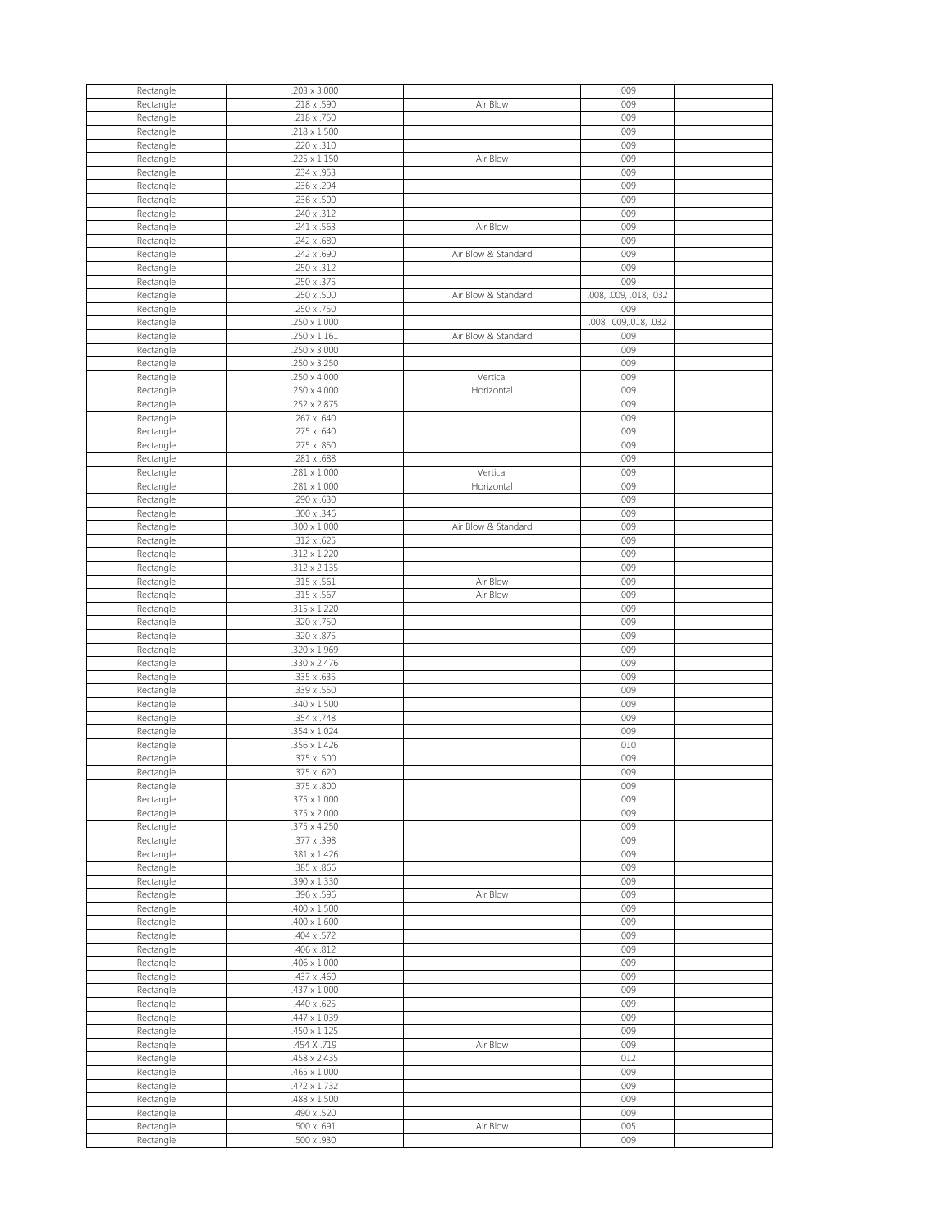| Rectangle | .203 x 3.000 | | .009 | |
|---|---|---|---|---|
| Rectangle | .218 x .590 | Air Blow | .009 | |
| Rectangle | .218 x .750 | | .009 | |
| Rectangle | .218 x 1.500 | | .009 | |
| Rectangle | .220 x .310 | | .009 | |
| Rectangle | .225 x 1.150 | Air Blow | .009 | |
| Rectangle | .234 x .953 | | .009 | |
| Rectangle | .236 x .294 | | .009 | |
| Rectangle | .236 x .500 | | .009 | |
| Rectangle | .240 x .312 | | .009 | |
| Rectangle | .241 x .563 | Air Blow | .009 | |
| Rectangle | .242 x .680 | | .009 | |
| Rectangle | .242 x .690 | Air Blow & Standard | .009 | |
| Rectangle | .250 x .312 | | .009 | |
| Rectangle | .250 x .375 | | .009 | |
| Rectangle | .250 x .500 | Air Blow & Standard | .008, .009, .018, .032 | |
| Rectangle | .250 x .750 | | .009 | |
| Rectangle | .250 x 1.000 | | .008, .009,.018, .032 | |
| Rectangle | .250 x 1.161 | Air Blow & Standard | .009 | |
| Rectangle | .250 x 3.000 | | .009 | |
| Rectangle | .250 x 3.250 | | .009 | |
| Rectangle | .250 x 4.000 | Vertical | .009 | |
| Rectangle | .250 x 4.000 | Horizontal | .009 | |
| Rectangle | .252 x 2.875 | | .009 | |
| Rectangle | .267 x .640 | | .009 | |
| Rectangle | .275 x .640 | | .009 | |
| Rectangle | .275 x .850 | | .009 | |
| Rectangle | .281 x .688 | | .009 | |
| Rectangle | .281 x 1.000 | Vertical | .009 | |
| Rectangle | .281 x 1.000 | Horizontal | .009 | |
| Rectangle | .290 x .630 | | .009 | |
| Rectangle | .300 x .346 | | .009 | |
| Rectangle | .300 x 1.000 | Air Blow & Standard | .009 | |
| Rectangle | .312 x .625 | | .009 | |
| Rectangle | .312 x 1.220 | | .009 | |
| Rectangle | .312 x 2.135 | | .009 | |
| Rectangle | .315 x .561 | Air Blow | .009 | |
| Rectangle | .315 x .567 | Air Blow | .009 | |
| Rectangle | .315 x 1.220 | | .009 | |
| Rectangle | .320 x .750 | | .009 | |
| Rectangle | .320 x .875 | | .009 | |
| Rectangle | .320 x 1.969 | | .009 | |
| Rectangle | .330 x 2.476 | | .009 | |
| Rectangle | .335 x .635 | | .009 | |
| Rectangle | .339 x .550 | | .009 | |
| Rectangle | .340 x 1.500 | | .009 | |
| Rectangle | .354 x .748 | | .009 | |
| Rectangle | .354 x 1.024 | | .009 | |
| Rectangle | .356 x 1.426 | | .010 | |
| Rectangle | .375 x .500 | | .009 | |
| Rectangle | .375 x .620 | | .009 | |
| Rectangle | .375 x .800 | | .009 | |
| Rectangle | .375 x 1.000 | | .009 | |
| Rectangle | .375 x 2.000 | | .009 | |
| Rectangle | .375 x 4.250 | | .009 | |
| Rectangle | .377 x .398 | | .009 | |
| Rectangle | .381 x 1.426 | | .009 | |
| Rectangle | .385 x .866 | | .009 | |
| Rectangle | .390 x 1.330 | | .009 | |
| Rectangle | .396 x .596 | Air Blow | .009 | |
| Rectangle | .400 x 1.500 | | .009 | |
| Rectangle | .400 x 1.600 | | .009 | |
| Rectangle | .404 x .572 | | .009 | |
| Rectangle | .406 x .812 | | .009 | |
| Rectangle | .406 x 1.000 | | .009 | |
| Rectangle | .437 x .460 | | .009 | |
| Rectangle | .437 x 1.000 | | .009 | |
| Rectangle | .440 x .625 | | .009 | |
| Rectangle | .447 x 1.039 | | .009 | |
| Rectangle | .450 x 1.125 | | .009 | |
| Rectangle | .454 X .719 | Air Blow | .009 | |
| Rectangle | .458 x 2.435 | | .012 | |
| Rectangle | .465 x 1.000 | | .009 | |
| Rectangle | .472 x 1.732 | | .009 | |
| Rectangle | .488 x 1.500 | | .009 | |
| Rectangle | .490 x .520 | | .009 | |
| Rectangle | .500 x .691 | Air Blow | .005 | |
| Rectangle | .500 x .930 | | .009 | |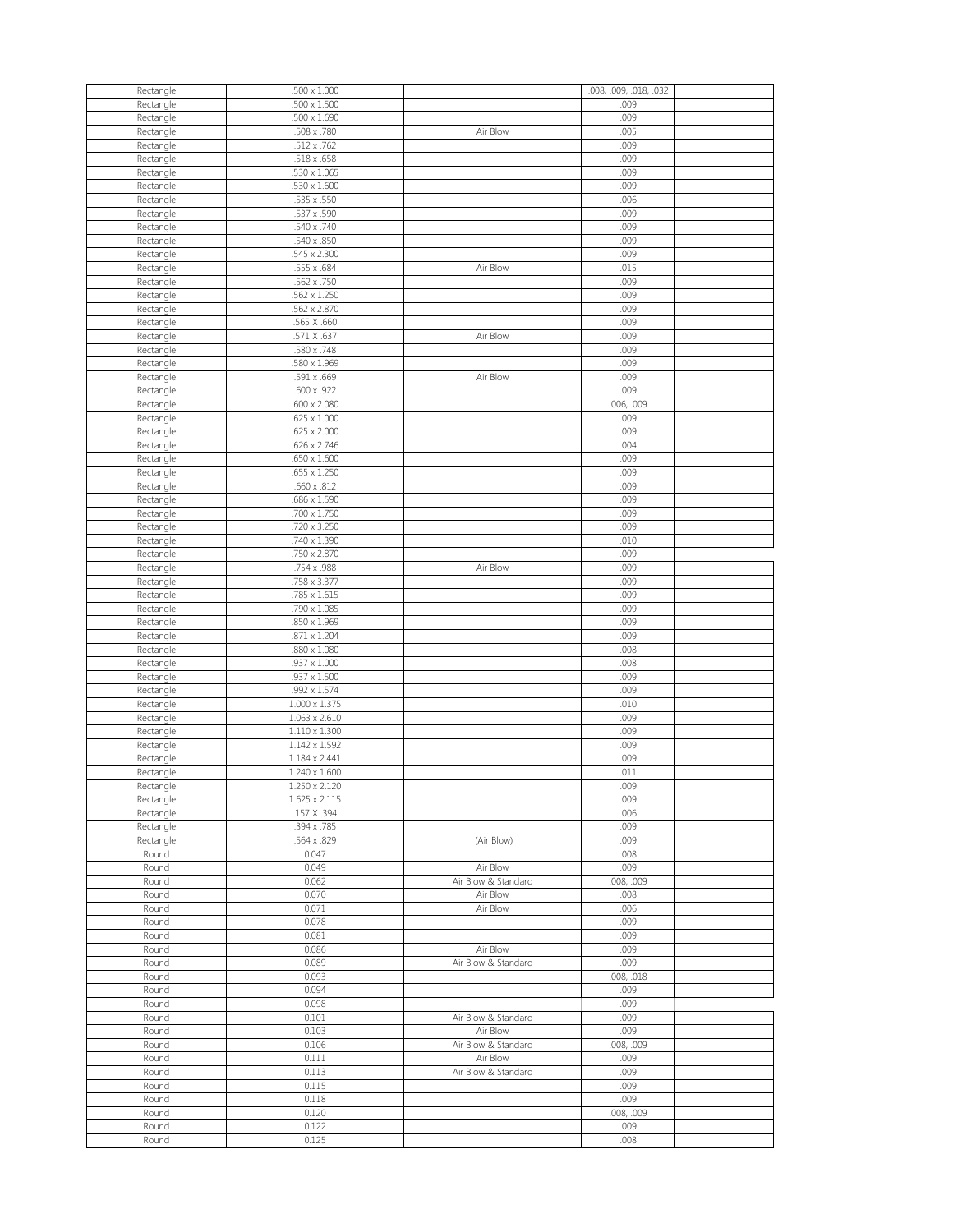| | | | | |
|---|---|---|---|---|
| Rectangle | .500 x 1.000 | | .008, .009, .018, .032 | |
| Rectangle | .500 x 1.500 | | .009 | |
| Rectangle | .500 x 1.690 | | .009 | |
| Rectangle | .508 x .780 | Air Blow | .005 | |
| Rectangle | .512 x .762 | | .009 | |
| Rectangle | .518 x .658 | | .009 | |
| Rectangle | .530 x 1.065 | | .009 | |
| Rectangle | .530 x 1.600 | | .009 | |
| Rectangle | .535 x .550 | | .006 | |
| Rectangle | .537 x .590 | | .009 | |
| Rectangle | .540 x .740 | | .009 | |
| Rectangle | .540 x .850 | | .009 | |
| Rectangle | .545 x 2.300 | | .009 | |
| Rectangle | .555 x .684 | Air Blow | .015 | |
| Rectangle | .562 x .750 | | .009 | |
| Rectangle | .562 x 1.250 | | .009 | |
| Rectangle | .562 x 2.870 | | .009 | |
| Rectangle | .565 X .660 | | .009 | |
| Rectangle | .571 X .637 | Air Blow | .009 | |
| Rectangle | .580 x .748 | | .009 | |
| Rectangle | .580 x 1.969 | | .009 | |
| Rectangle | .591 x .669 | Air Blow | .009 | |
| Rectangle | .600 x .922 | | .009 | |
| Rectangle | .600 x 2.080 | | .006, .009 | |
| Rectangle | .625 x 1.000 | | .009 | |
| Rectangle | .625 x 2.000 | | .009 | |
| Rectangle | .626 x 2.746 | | .004 | |
| Rectangle | .650 x 1.600 | | .009 | |
| Rectangle | .655 x 1.250 | | .009 | |
| Rectangle | .660 x .812 | | .009 | |
| Rectangle | .686 x 1.590 | | .009 | |
| Rectangle | .700 x 1.750 | | .009 | |
| Rectangle | .720 x 3.250 | | .009 | |
| Rectangle | .740 x 1.390 | | .010 | |
| Rectangle | .750 x 2.870 | | .009 | |
| Rectangle | .754 x .988 | Air Blow | .009 | |
| Rectangle | .758 x 3.377 | | .009 | |
| Rectangle | .785 x 1.615 | | .009 | |
| Rectangle | .790 x 1.085 | | .009 | |
| Rectangle | .850 x 1.969 | | .009 | |
| Rectangle | .871 x 1.204 | | .009 | |
| Rectangle | .880 x 1.080 | | .008 | |
| Rectangle | .937 x 1.000 | | .008 | |
| Rectangle | .937 x 1.500 | | .009 | |
| Rectangle | .992 x 1.574 | | .009 | |
| Rectangle | 1.000 x 1.375 | | .010 | |
| Rectangle | 1.063 x 2.610 | | .009 | |
| Rectangle | 1.110 x 1.300 | | .009 | |
| Rectangle | 1.142 x 1.592 | | .009 | |
| Rectangle | 1.184 x 2.441 | | .009 | |
| Rectangle | 1.240 x 1.600 | | .011 | |
| Rectangle | 1.250 x 2.120 | | .009 | |
| Rectangle | 1.625 x 2.115 | | .009 | |
| Rectangle | .157 X .394 | | .006 | |
| Rectangle | .394 x .785 | | .009 | |
| Rectangle | .564 x .829 | (Air Blow) | .009 | |
| Round | 0.047 | | .008 | |
| Round | 0.049 | Air Blow | .009 | |
| Round | 0.062 | Air Blow & Standard | .008, .009 | |
| Round | 0.070 | Air Blow | .008 | |
| Round | 0.071 | Air Blow | .006 | |
| Round | 0.078 | | .009 | |
| Round | 0.081 | | .009 | |
| Round | 0.086 | Air Blow | .009 | |
| Round | 0.089 | Air Blow & Standard | .009 | |
| Round | 0.093 | | .008, .018 | |
| Round | 0.094 | | .009 | |
| Round | 0.098 | | .009 | |
| Round | 0.101 | Air Blow & Standard | .009 | |
| Round | 0.103 | Air Blow | .009 | |
| Round | 0.106 | Air Blow & Standard | .008, .009 | |
| Round | 0.111 | Air Blow | .009 | |
| Round | 0.113 | Air Blow & Standard | .009 | |
| Round | 0.115 | | .009 | |
| Round | 0.118 | | .009 | |
| Round | 0.120 | | .008, .009 | |
| Round | 0.122 | | .009 | |
| Round | 0.125 | | .008 | |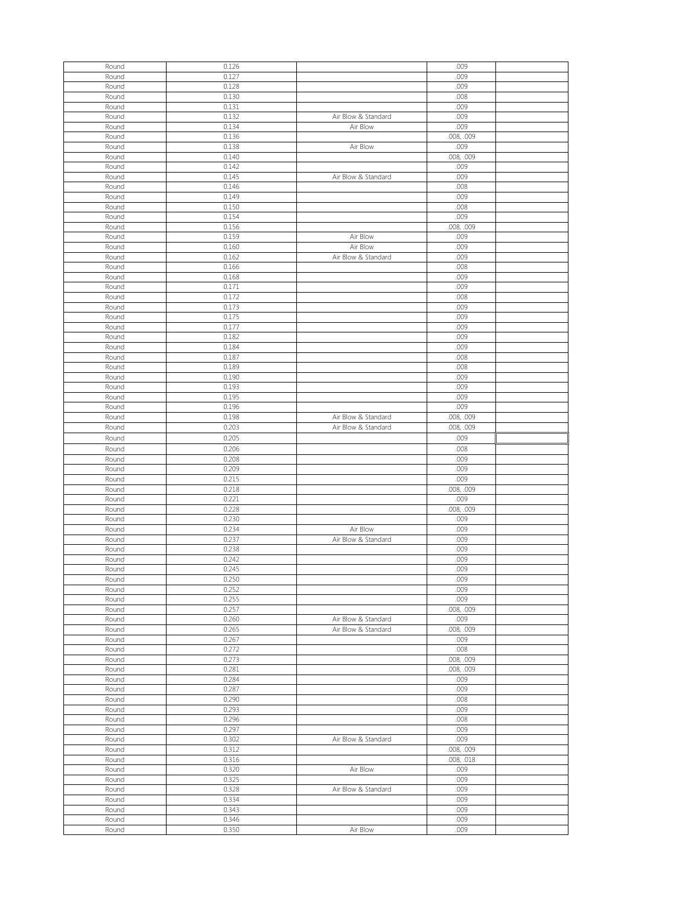| | | | | |
|---|---|---|---|---|
| Round | 0.126 | | .009 | |
| Round | 0.127 | | .009 | |
| Round | 0.128 | | .009 | |
| Round | 0.130 | | .008 | |
| Round | 0.131 | | .009 | |
| Round | 0.132 | Air Blow & Standard | .009 | |
| Round | 0.134 | Air Blow | .009 | |
| Round | 0.136 | | .008, .009 | |
| Round | 0.138 | Air Blow | .009 | |
| Round | 0.140 | | .008, .009 | |
| Round | 0.142 | | .009 | |
| Round | 0.145 | Air Blow & Standard | .009 | |
| Round | 0.146 | | .008 | |
| Round | 0.149 | | .009 | |
| Round | 0.150 | | .008 | |
| Round | 0.154 | | .009 | |
| Round | 0.156 | | .008, .009 | |
| Round | 0.159 | Air Blow | .009 | |
| Round | 0.160 | Air Blow | .009 | |
| Round | 0.162 | Air Blow & Standard | .009 | |
| Round | 0.166 | | .008 | |
| Round | 0.168 | | .009 | |
| Round | 0.171 | | .009 | |
| Round | 0.172 | | .008 | |
| Round | 0.173 | | .009 | |
| Round | 0.175 | | .009 | |
| Round | 0.177 | | .009 | |
| Round | 0.182 | | .009 | |
| Round | 0.184 | | .009 | |
| Round | 0.187 | | .008 | |
| Round | 0.189 | | .008 | |
| Round | 0.190 | | .009 | |
| Round | 0.193 | | .009 | |
| Round | 0.195 | | .009 | |
| Round | 0.196 | | .009 | |
| Round | 0.198 | Air Blow & Standard | .008, .009 | |
| Round | 0.203 | Air Blow & Standard | .008, .009 | |
| Round | 0.205 | | .009 | |
| Round | 0.206 | | .008 | |
| Round | 0.208 | | .009 | |
| Round | 0.209 | | .009 | |
| Round | 0.215 | | .009 | |
| Round | 0.218 | | .008, .009 | |
| Round | 0.221 | | .009 | |
| Round | 0.228 | | .008, .009 | |
| Round | 0.230 | | .009 | |
| Round | 0.234 | Air Blow | .009 | |
| Round | 0.237 | Air Blow & Standard | .009 | |
| Round | 0.238 | | .009 | |
| Round | 0.242 | | .009 | |
| Round | 0.245 | | .009 | |
| Round | 0.250 | | .009 | |
| Round | 0.252 | | .009 | |
| Round | 0.255 | | .009 | |
| Round | 0.257 | | .008, .009 | |
| Round | 0.260 | Air Blow & Standard | .009 | |
| Round | 0.265 | Air Blow & Standard | .008, .009 | |
| Round | 0.267 | | .009 | |
| Round | 0.272 | | .008 | |
| Round | 0.273 | | .008, .009 | |
| Round | 0.281 | | .008, .009 | |
| Round | 0.284 | | .009 | |
| Round | 0.287 | | .009 | |
| Round | 0.290 | | .008 | |
| Round | 0.293 | | .009 | |
| Round | 0.296 | | .008 | |
| Round | 0.297 | | .009 | |
| Round | 0.302 | Air Blow & Standard | .009 | |
| Round | 0.312 | | .008, .009 | |
| Round | 0.316 | | .008, .018 | |
| Round | 0.320 | Air Blow | .009 | |
| Round | 0.325 | | .009 | |
| Round | 0.328 | Air Blow & Standard | .009 | |
| Round | 0.334 | | .009 | |
| Round | 0.343 | | .009 | |
| Round | 0.346 | | .009 | |
| Round | 0.350 | Air Blow | .009 | |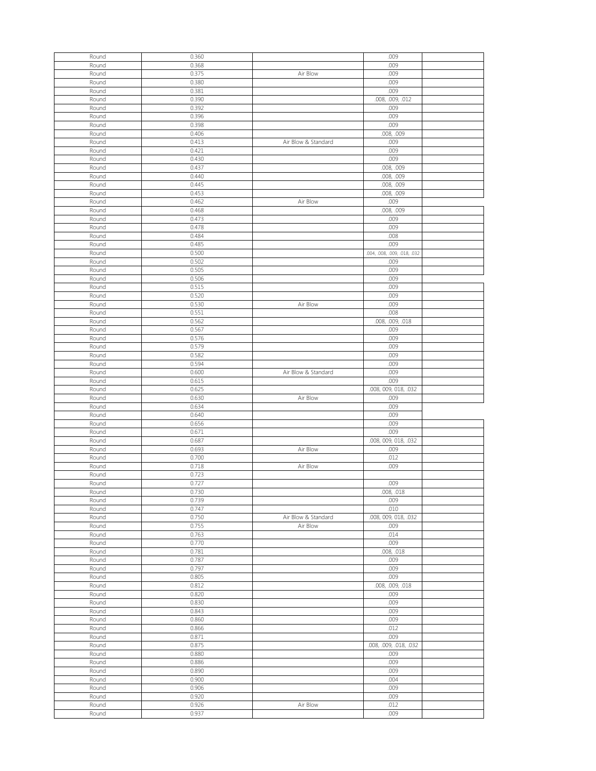| | | | | |
|---|---|---|---|---|
| Round | 0.360 | | .009 | |
| Round | 0.368 | | .009 | |
| Round | 0.375 | Air Blow | .009 | |
| Round | 0.380 | | .009 | |
| Round | 0.381 | | .009 | |
| Round | 0.390 | | .008, .009, .012 | |
| Round | 0.392 | | .009 | |
| Round | 0.396 | | .009 | |
| Round | 0.398 | | .009 | |
| Round | 0.406 | | .008, .009 | |
| Round | 0.413 | Air Blow & Standard | .009 | |
| Round | 0.421 | | .009 | |
| Round | 0.430 | | .009 | |
| Round | 0.437 | | .008, .009 | |
| Round | 0.440 | | .008, .009 | |
| Round | 0.445 | | .008, .009 | |
| Round | 0.453 | | .008, .009 | |
| Round | 0.462 | Air Blow | .009 | |
| Round | 0.468 | | .008, .009 | |
| Round | 0.473 | | .009 | |
| Round | 0.478 | | .009 | |
| Round | 0.484 | | .008 | |
| Round | 0.485 | | .009 | |
| Round | 0.500 | | .004, .008, .009, .018, .032 | |
| Round | 0.502 | | .009 | |
| Round | 0.505 | | .009 | |
| Round | 0.506 | | .009 | |
| Round | 0.515 | | .009 | |
| Round | 0.520 | | .009 | |
| Round | 0.530 | Air Blow | .009 | |
| Round | 0.551 | | .008 | |
| Round | 0.562 | | .008, .009, .018 | |
| Round | 0.567 | | .009 | |
| Round | 0.576 | | .009 | |
| Round | 0.579 | | .009 | |
| Round | 0.582 | | .009 | |
| Round | 0.594 | | .009 | |
| Round | 0.600 | Air Blow & Standard | .009 | |
| Round | 0.615 | | .009 | |
| Round | 0.625 | | .008, 009, 018, .032 | |
| Round | 0.630 | Air Blow | .009 | |
| Round | 0.634 | | .009 | |
| Round | 0.640 | | .009 | |
| Round | 0.656 | | .009 | |
| Round | 0.671 | | .009 | |
| Round | 0.687 | | .008, 009, 018, .032 | |
| Round | 0.693 | Air Blow | .009 | |
| Round | 0.700 | | .012 | |
| Round | 0.718 | Air Blow | .009 | |
| Round | 0.723 | | | |
| Round | 0.727 | | .009 | |
| Round | 0.730 | | .008, .018 | |
| Round | 0.739 | | .009 | |
| Round | 0.747 | | .010 | |
| Round | 0.750 | Air Blow & Standard | .008, 009, 018, .032 | |
| Round | 0.755 | Air Blow | .009 | |
| Round | 0.763 | | .014 | |
| Round | 0.770 | | .009 | |
| Round | 0.781 | | .008, .018 | |
| Round | 0.787 | | .009 | |
| Round | 0.797 | | .009 | |
| Round | 0.805 | | .009 | |
| Round | 0.812 | | .008, .009, .018 | |
| Round | 0.820 | | .009 | |
| Round | 0.830 | | .009 | |
| Round | 0.843 | | .009 | |
| Round | 0.860 | | .009 | |
| Round | 0.866 | | .012 | |
| Round | 0.871 | | .009 | |
| Round | 0.875 | | .008, .009, .018, .032 | |
| Round | 0.880 | | .009 | |
| Round | 0.886 | | .009 | |
| Round | 0.890 | | .009 | |
| Round | 0.900 | | .004 | |
| Round | 0.906 | | .009 | |
| Round | 0.920 | | .009 | |
| Round | 0.926 | Air Blow | .012 | |
| Round | 0.937 | | .009 | |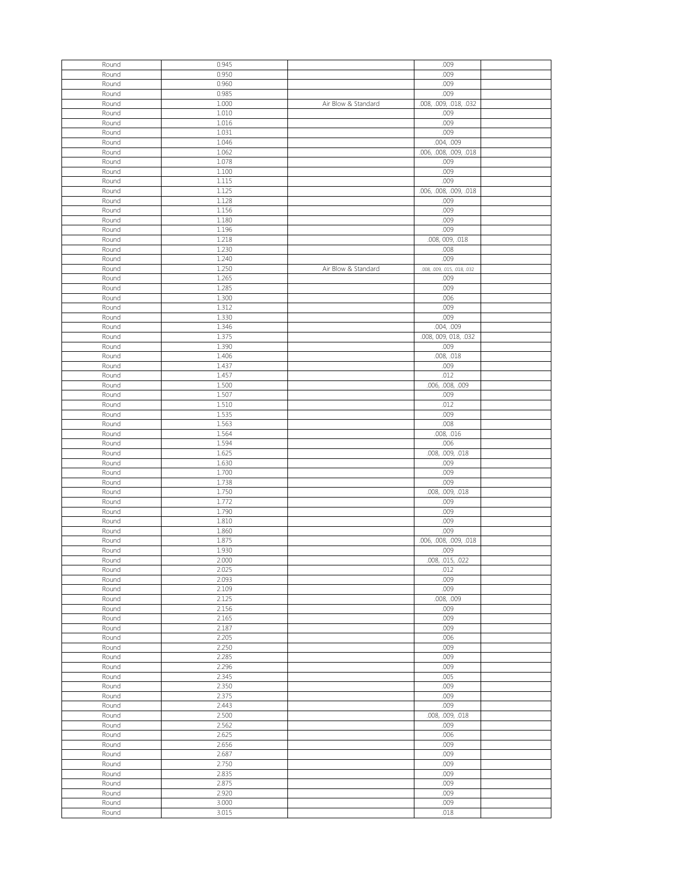| Round | 0.945 | | .009 | |
|---|---|---|---|---|
| Round | 0.950 | | .009 | |
| Round | 0.960 | | .009 | |
| Round | 0.985 | | .009 | |
| Round | 1.000 | Air Blow & Standard | .008, .009, .018, .032 | |
| Round | 1.010 | | .009 | |
| Round | 1.016 | | .009 | |
| Round | 1.031 | | .009 | |
| Round | 1.046 | | .004, .009 | |
| Round | 1.062 | | .006, .008, .009, .018 | |
| Round | 1.078 | | .009 | |
| Round | 1.100 | | .009 | |
| Round | 1.115 | | .009 | |
| Round | 1.125 | | .006, .008, .009, .018 | |
| Round | 1.128 | | .009 | |
| Round | 1.156 | | .009 | |
| Round | 1.180 | | .009 | |
| Round | 1.196 | | .009 | |
| Round | 1.218 | | .008, 009, .018 | |
| Round | 1.230 | | .008 | |
| Round | 1.240 | | .009 | |
| Round | 1.250 | Air Blow & Standard | .008, .009, .015, .018, .032 | |
| Round | 1.265 | | .009 | |
| Round | 1.285 | | .009 | |
| Round | 1.300 | | .006 | |
| Round | 1.312 | | .009 | |
| Round | 1.330 | | .009 | |
| Round | 1.346 | | .004, .009 | |
| Round | 1.375 | | .008, 009, 018, .032 | |
| Round | 1.390 | | .009 | |
| Round | 1.406 | | .008, .018 | |
| Round | 1.437 | | .009 | |
| Round | 1.457 | | .012 | |
| Round | 1.500 | | .006, .008, .009 | |
| Round | 1.507 | | .009 | |
| Round | 1.510 | | .012 | |
| Round | 1.535 | | .009 | |
| Round | 1.563 | | .008 | |
| Round | 1.564 | | .008, .016 | |
| Round | 1.594 | | .006 | |
| Round | 1.625 | | .008, .009, .018 | |
| Round | 1.630 | | .009 | |
| Round | 1.700 | | .009 | |
| Round | 1.738 | | .009 | |
| Round | 1.750 | | .008, .009, .018 | |
| Round | 1.772 | | .009 | |
| Round | 1.790 | | .009 | |
| Round | 1.810 | | .009 | |
| Round | 1.860 | | .009 | |
| Round | 1.875 | | .006, .008, .009, .018 | |
| Round | 1.930 | | .009 | |
| Round | 2.000 | | .008, .015, .022 | |
| Round | 2.025 | | .012 | |
| Round | 2.093 | | .009 | |
| Round | 2.109 | | .009 | |
| Round | 2.125 | | .008, .009 | |
| Round | 2.156 | | .009 | |
| Round | 2.165 | | .009 | |
| Round | 2.187 | | .009 | |
| Round | 2.205 | | .006 | |
| Round | 2.250 | | .009 | |
| Round | 2.285 | | .009 | |
| Round | 2.296 | | .009 | |
| Round | 2.345 | | .005 | |
| Round | 2.350 | | .009 | |
| Round | 2.375 | | .009 | |
| Round | 2.443 | | .009 | |
| Round | 2.500 | | .008, .009, .018 | |
| Round | 2.562 | | .009 | |
| Round | 2.625 | | .006 | |
| Round | 2.656 | | .009 | |
| Round | 2.687 | | .009 | |
| Round | 2.750 | | .009 | |
| Round | 2.835 | | .009 | |
| Round | 2.875 | | .009 | |
| Round | 2.920 | | .009 | |
| Round | 3.000 | | .009 | |
| Round | 3.015 | | .018 | |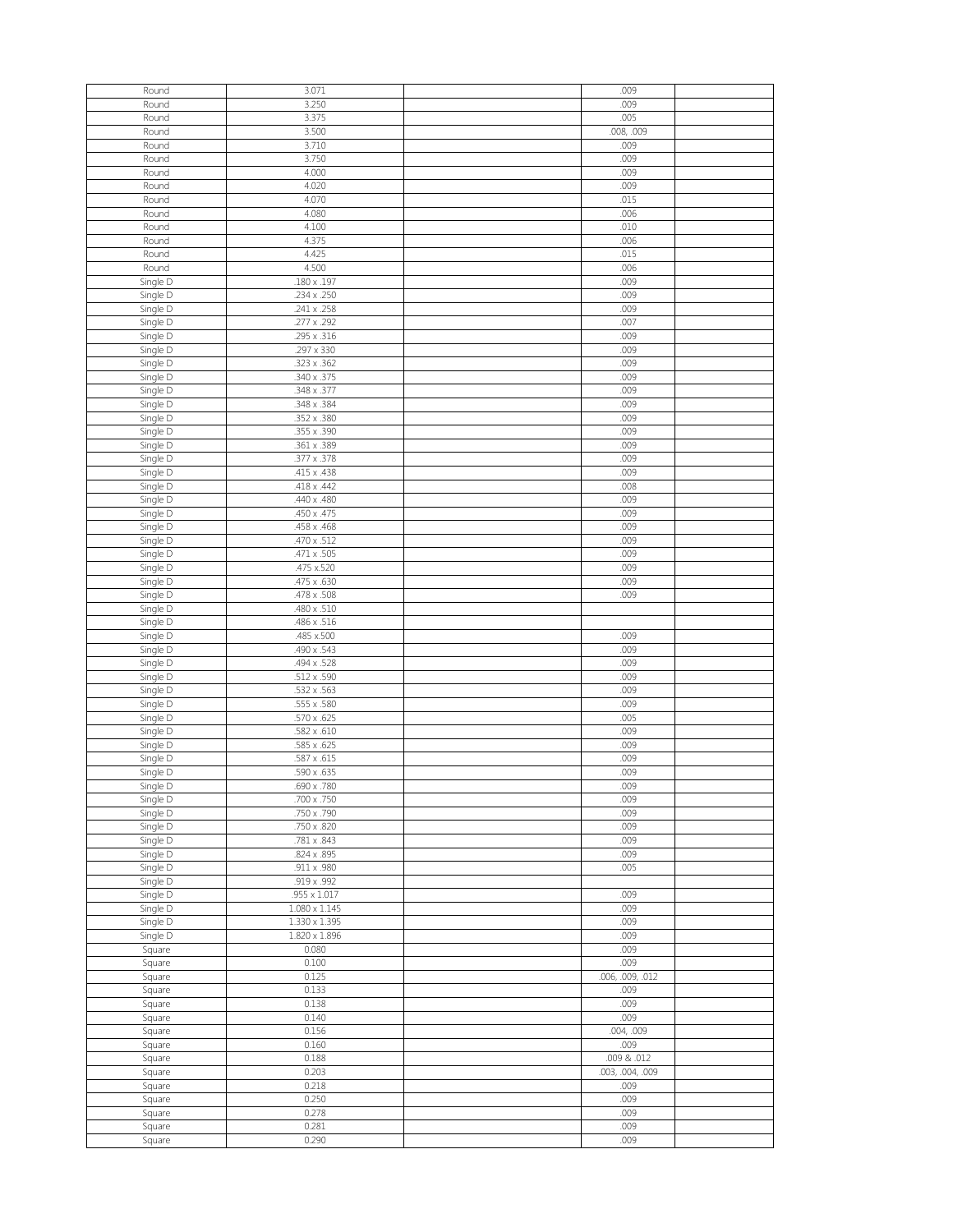| | | | | |
|---|---|---|---|---|
| Round | 3.071 | | .009 | |
| Round | 3.250 | | .009 | |
| Round | 3.375 | | .005 | |
| Round | 3.500 | | .008, .009 | |
| Round | 3.710 | | .009 | |
| Round | 3.750 | | .009 | |
| Round | 4.000 | | .009 | |
| Round | 4.020 | | .009 | |
| Round | 4.070 | | .015 | |
| Round | 4.080 | | .006 | |
| Round | 4.100 | | .010 | |
| Round | 4.375 | | .006 | |
| Round | 4.425 | | .015 | |
| Round | 4.500 | | .006 | |
| Single D | .180 x .197 | | .009 | |
| Single D | .234 x .250 | | .009 | |
| Single D | .241 x .258 | | .009 | |
| Single D | .277 x .292 | | .007 | |
| Single D | .295 x .316 | | .009 | |
| Single D | .297 x 330 | | .009 | |
| Single D | .323 x .362 | | .009 | |
| Single D | .340 x .375 | | .009 | |
| Single D | .348 x .377 | | .009 | |
| Single D | .348 x .384 | | .009 | |
| Single D | .352 x .380 | | .009 | |
| Single D | .355 x .390 | | .009 | |
| Single D | .361 x .389 | | .009 | |
| Single D | .377 x .378 | | .009 | |
| Single D | .415 x .438 | | .009 | |
| Single D | .418 x .442 | | .008 | |
| Single D | .440 x .480 | | .009 | |
| Single D | .450 x .475 | | .009 | |
| Single D | .458 x .468 | | .009 | |
| Single D | .470 x .512 | | .009 | |
| Single D | .471 x .505 | | .009 | |
| Single D | .475 x.520 | | .009 | |
| Single D | .475 x .630 | | .009 | |
| Single D | .478 x .508 | | .009 | |
| Single D | .480 x .510 | | | |
| Single D | .486 x .516 | | | |
| Single D | .485 x.500 | | .009 | |
| Single D | .490 x .543 | | .009 | |
| Single D | .494 x .528 | | .009 | |
| Single D | .512 x .590 | | .009 | |
| Single D | .532 x .563 | | .009 | |
| Single D | .555 x .580 | | .009 | |
| Single D | .570 x .625 | | .005 | |
| Single D | .582 x .610 | | .009 | |
| Single D | .585 x .625 | | .009 | |
| Single D | .587 x .615 | | .009 | |
| Single D | .590 x .635 | | .009 | |
| Single D | .690 x .780 | | .009 | |
| Single D | .700 x .750 | | .009 | |
| Single D | .750 x .790 | | .009 | |
| Single D | .750 x .820 | | .009 | |
| Single D | .781 x .843 | | .009 | |
| Single D | .824 x .895 | | .009 | |
| Single D | .911 x .980 | | .005 | |
| Single D | .919 x .992 | | | |
| Single D | .955 x 1.017 | | .009 | |
| Single D | 1.080 x 1.145 | | .009 | |
| Single D | 1.330 x 1.395 | | .009 | |
| Single D | 1.820 x 1.896 | | .009 | |
| Square | 0.080 | | .009 | |
| Square | 0.100 | | .009 | |
| Square | 0.125 | | .006, .009, .012 | |
| Square | 0.133 | | .009 | |
| Square | 0.138 | | .009 | |
| Square | 0.140 | | .009 | |
| Square | 0.156 | | .004, .009 | |
| Square | 0.160 | | .009 | |
| Square | 0.188 | | .009 & .012 | |
| Square | 0.203 | | .003, .004, .009 | |
| Square | 0.218 | | .009 | |
| Square | 0.250 | | .009 | |
| Square | 0.278 | | .009 | |
| Square | 0.281 | | .009 | |
| Square | 0.290 | | .009 | |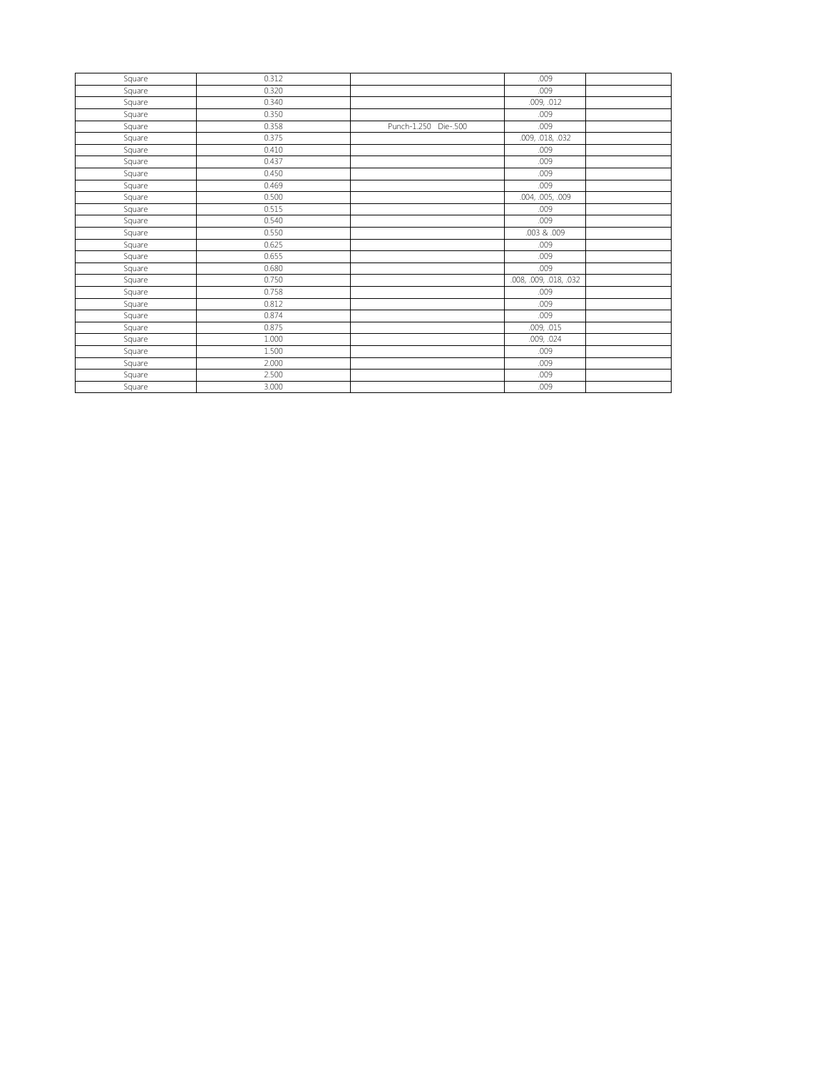| | | | | |
|---|---|---|---|---|
| Square | 0.312 | | .009 | |
| Square | 0.320 | | .009 | |
| Square | 0.340 | | .009, .012 | |
| Square | 0.350 | | .009 | |
| Square | 0.358 | Punch-1.250 Die-.500 | .009 | |
| Square | 0.375 | | .009, .018, .032 | |
| Square | 0.410 | | .009 | |
| Square | 0.437 | | .009 | |
| Square | 0.450 | | .009 | |
| Square | 0.469 | | .009 | |
| Square | 0.500 | | .004, .005, .009 | |
| Square | 0.515 | | .009 | |
| Square | 0.540 | | .009 | |
| Square | 0.550 | | .003 & .009 | |
| Square | 0.625 | | .009 | |
| Square | 0.655 | | .009 | |
| Square | 0.680 | | .009 | |
| Square | 0.750 | | .008, .009, .018, .032 | |
| Square | 0.758 | | .009 | |
| Square | 0.812 | | .009 | |
| Square | 0.874 | | .009 | |
| Square | 0.875 | | .009, .015 | |
| Square | 1.000 | | .009, .024 | |
| Square | 1.500 | | .009 | |
| Square | 2.000 | | .009 | |
| Square | 2.500 | | .009 | |
| Square | 3.000 | | .009 | |